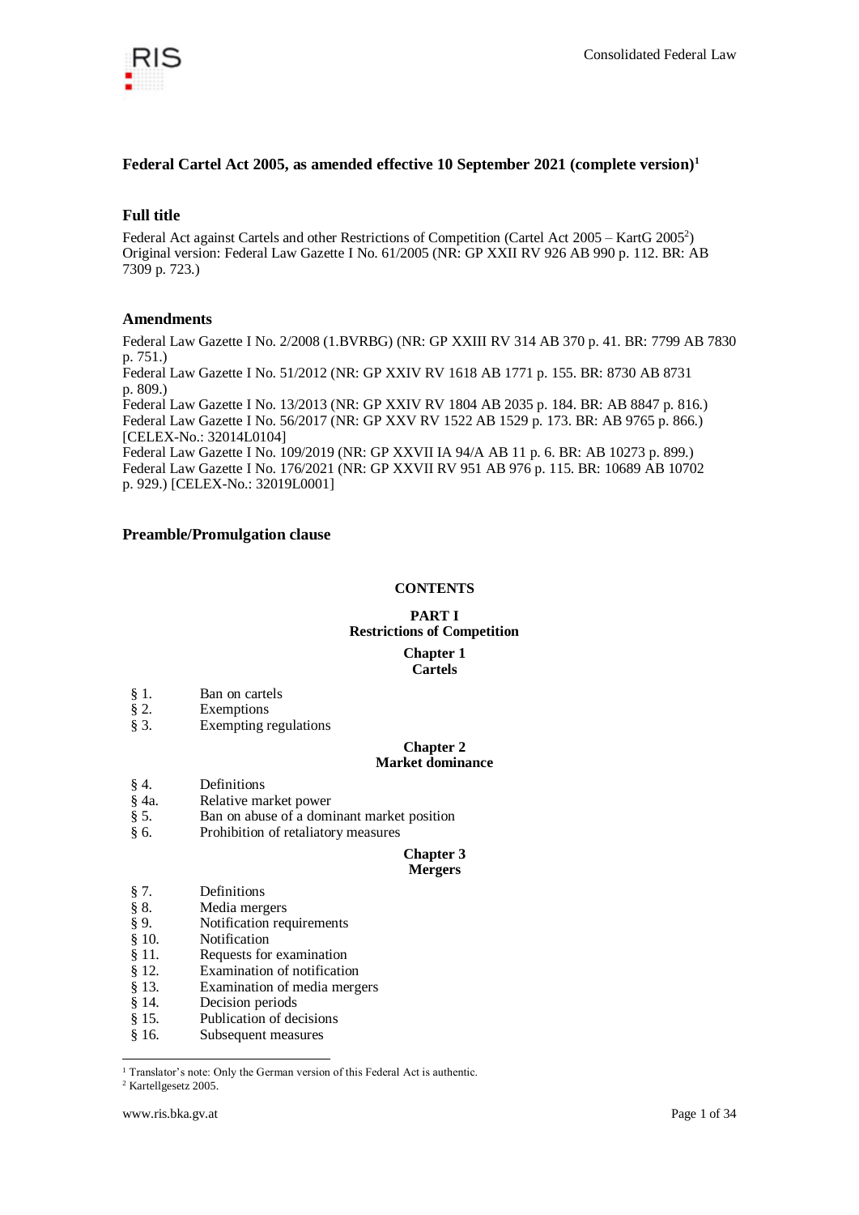# Federal Cartel Act 2005, as amended effective 10 September 2021 (complete version)[1]

## Full title

Federal Act against Cartels and other Restrictions of Competition (Cartel Act 2005 – KartG 2005[2])
Original version: Federal Law Gazette I No. 61/2005 (NR: GP XXII RV 926 AB 990 p. 112. BR: AB 7309 p. 723.)

## Amendments

Federal Law Gazette I No. 2/2008 (1.BVRBG) (NR: GP XXIII RV 314 AB 370 p. 41. BR: 7799 AB 7830 p. 751.)
Federal Law Gazette I No. 51/2012 (NR: GP XXIV RV 1618 AB 1771 p. 155. BR: 8730 AB 8731 p. 809.)
Federal Law Gazette I No. 13/2013 (NR: GP XXIV RV 1804 AB 2035 p. 184. BR: AB 8847 p. 816.)
Federal Law Gazette I No. 56/2017 (NR: GP XXV RV 1522 AB 1529 p. 173. BR: AB 9765 p. 866.) [CELEX-No.: 32014L0104]
Federal Law Gazette I No. 109/2019 (NR: GP XXVII IA 94/A AB 11 p. 6. BR: AB 10273 p. 899.)
Federal Law Gazette I No. 176/2021 (NR: GP XXVII RV 951 AB 976 p. 115. BR: 10689 AB 10702 p. 929.) [CELEX-No.: 32019L0001]

## Preamble/Promulgation clause

**CONTENTS**

**PART I**
**Restrictions of Competition**

**Chapter 1**
**Cartels**

§ 1. Ban on cartels
§ 2. Exemptions
§ 3. Exempting regulations

**Chapter 2**
**Market dominance**

§ 4. Definitions
§ 4a. Relative market power
§ 5. Ban on abuse of a dominant market position
§ 6. Prohibition of retaliatory measures

**Chapter 3**
**Mergers**

§ 7. Definitions
§ 8. Media mergers
§ 9. Notification requirements
§ 10. Notification
§ 11. Requests for examination
§ 12. Examination of notification
§ 13. Examination of media mergers
§ 14. Decision periods
§ 15. Publication of decisions
§ 16. Subsequent measures

[1] Translator's note: Only the German version of this Federal Act is authentic.
[2] Kartellgesetz 2005.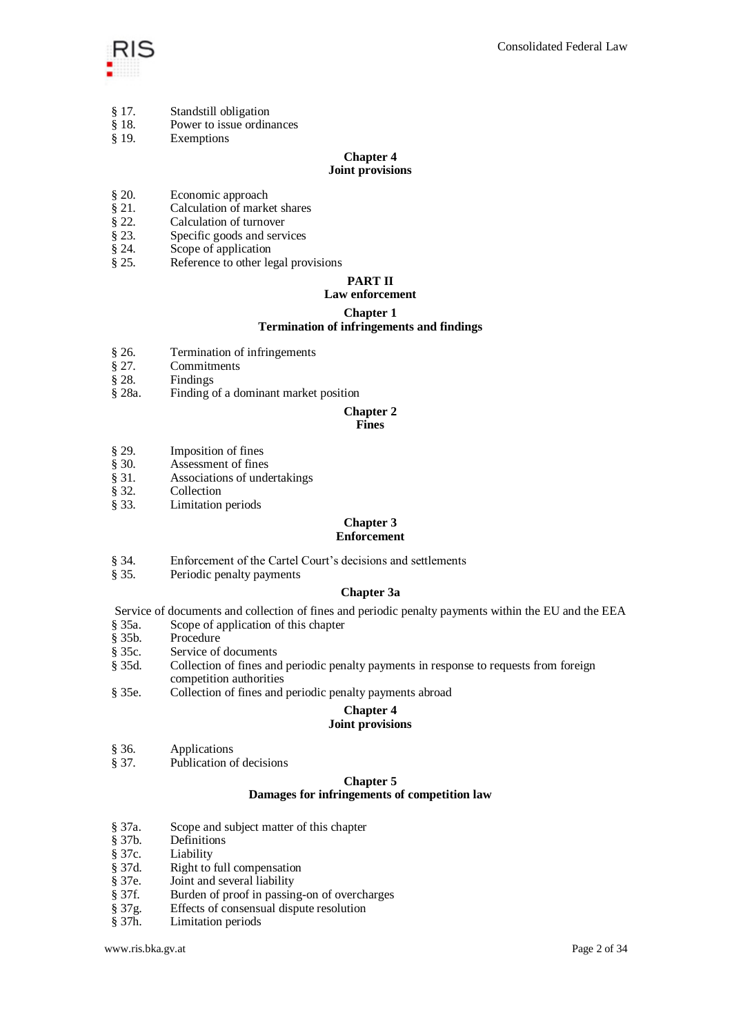§ 17. Standstill obligation
§ 18. Power to issue ordinances
§ 19. Exemptions

**Chapter 4**
**Joint provisions**

§ 20. Economic approach
§ 21. Calculation of market shares
§ 22. Calculation of turnover
§ 23. Specific goods and services
§ 24. Scope of application
§ 25. Reference to other legal provisions

## PART II
## Law enforcement

### Chapter 1
### Termination of infringements and findings

§ 26. Termination of infringements
§ 27. Commitments
§ 28. Findings
§ 28a. Finding of a dominant market position

### Chapter 2
### Fines

§ 29. Imposition of fines
§ 30. Assessment of fines
§ 31. Associations of undertakings
§ 32. Collection
§ 33. Limitation periods

### Chapter 3
### Enforcement

§ 34. Enforcement of the Cartel Court's decisions and settlements
§ 35. Periodic penalty payments

### Chapter 3a

Service of documents and collection of fines and periodic penalty payments within the EU and the EEA

§ 35a. Scope of application of this chapter
§ 35b. Procedure
§ 35c. Service of documents
§ 35d. Collection of fines and periodic penalty payments in response to requests from foreign competition authorities
§ 35e. Collection of fines and periodic penalty payments abroad

### Chapter 4
### Joint provisions

§ 36. Applications
§ 37. Publication of decisions

### Chapter 5
### Damages for infringements of competition law

§ 37a. Scope and subject matter of this chapter
§ 37b. Definitions
§ 37c. Liability
§ 37d. Right to full compensation
§ 37e. Joint and several liability
§ 37f. Burden of proof in passing-on of overcharges
§ 37g. Effects of consensual dispute resolution
§ 37h. Limitation periods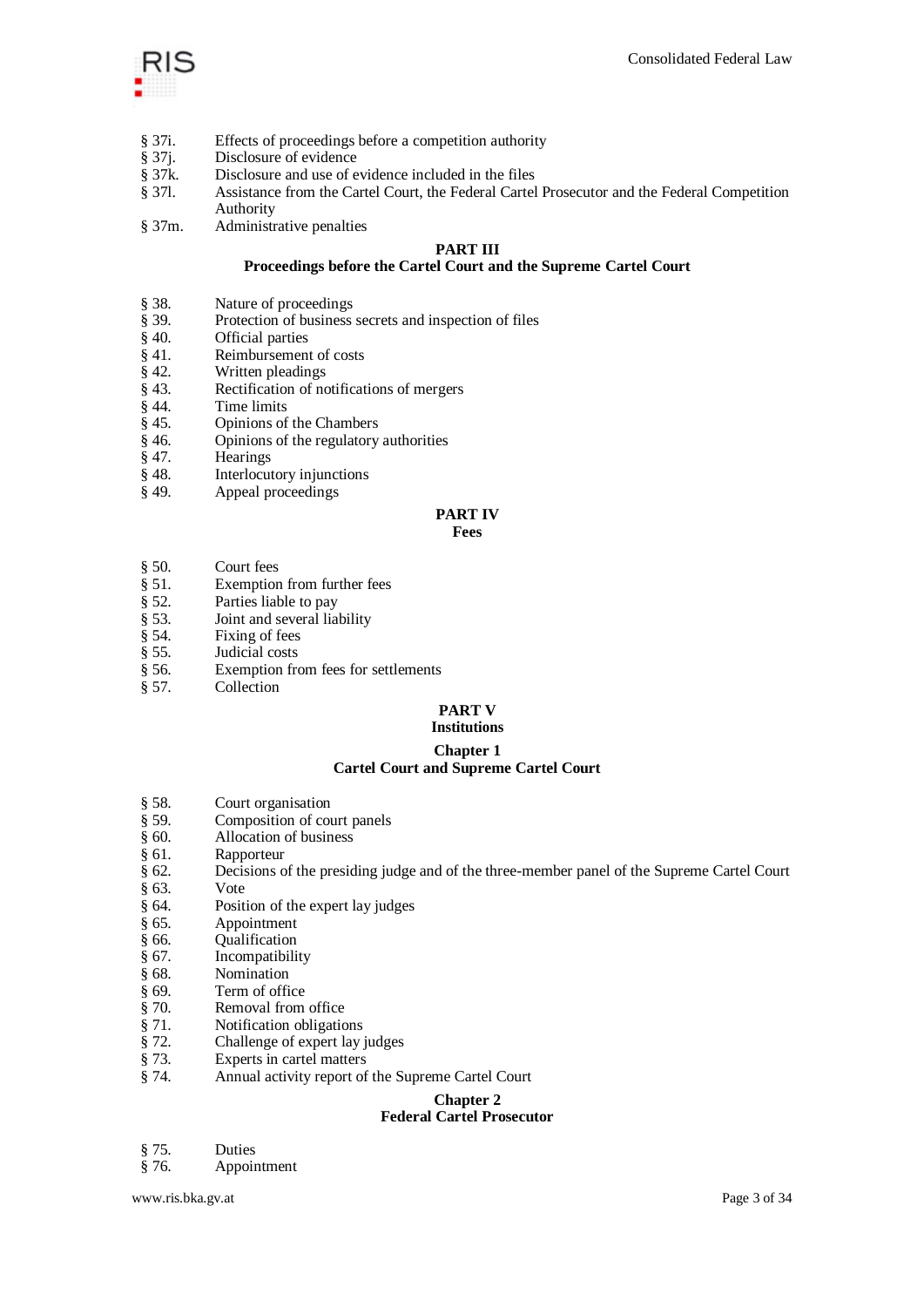§ 37i. Effects of proceedings before a competition authority
§ 37j. Disclosure of evidence
§ 37k. Disclosure and use of evidence included in the files
§ 37l. Assistance from the Cartel Court, the Federal Cartel Prosecutor and the Federal Competition Authority
§ 37m. Administrative penalties

## PART III
## Proceedings before the Cartel Court and the Supreme Cartel Court

§ 38. Nature of proceedings
§ 39. Protection of business secrets and inspection of files
§ 40. Official parties
§ 41. Reimbursement of costs
§ 42. Written pleadings
§ 43. Rectification of notifications of mergers
§ 44. Time limits
§ 45. Opinions of the Chambers
§ 46. Opinions of the regulatory authorities
§ 47. Hearings
§ 48. Interlocutory injunctions
§ 49. Appeal proceedings

## PART IV
## Fees

§ 50. Court fees
§ 51. Exemption from further fees
§ 52. Parties liable to pay
§ 53. Joint and several liability
§ 54. Fixing of fees
§ 55. Judicial costs
§ 56. Exemption from fees for settlements
§ 57. Collection

## PART V
## Institutions

### Chapter 1
### Cartel Court and Supreme Cartel Court

§ 58. Court organisation
§ 59. Composition of court panels
§ 60. Allocation of business
§ 61. Rapporteur
§ 62. Decisions of the presiding judge and of the three-member panel of the Supreme Cartel Court
§ 63. Vote
§ 64. Position of the expert lay judges
§ 65. Appointment
§ 66. Qualification
§ 67. Incompatibility
§ 68. Nomination
§ 69. Term of office
§ 70. Removal from office
§ 71. Notification obligations
§ 72. Challenge of expert lay judges
§ 73. Experts in cartel matters
§ 74. Annual activity report of the Supreme Cartel Court

### Chapter 2
### Federal Cartel Prosecutor

§ 75. Duties
§ 76. Appointment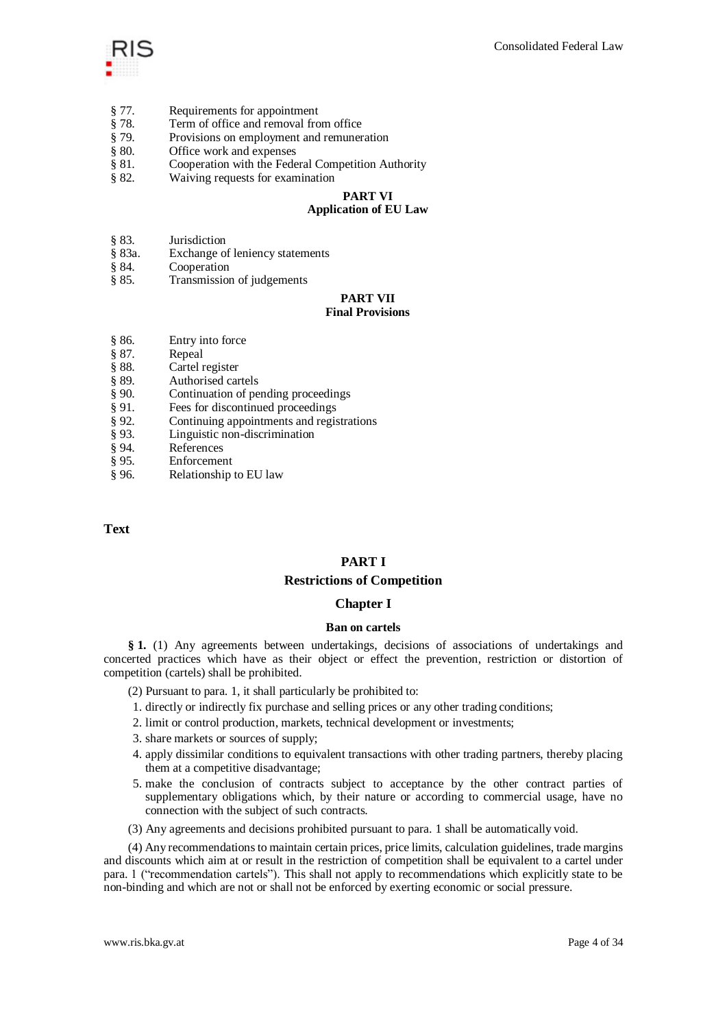§ 77. Requirements for appointment
§ 78. Term of office and removal from office
§ 79. Provisions on employment and remuneration
§ 80. Office work and expenses
§ 81. Cooperation with the Federal Competition Authority
§ 82. Waiving requests for examination

**PART VI**
**Application of EU Law**

§ 83. Jurisdiction
§ 83a. Exchange of leniency statements
§ 84. Cooperation
§ 85. Transmission of judgements

**PART VII**
**Final Provisions**

§ 86. Entry into force
§ 87. Repeal
§ 88. Cartel register
§ 89. Authorised cartels
§ 90. Continuation of pending proceedings
§ 91. Fees for discontinued proceedings
§ 92. Continuing appointments and registrations
§ 93. Linguistic non-discrimination
§ 94. References
§ 95. Enforcement
§ 96. Relationship to EU law

**Text**

# PART I
# Restrictions of Competition

## Chapter I

### Ban on cartels

**§ 1.** (1) Any agreements between undertakings, decisions of associations of undertakings and concerted practices which have as their object or effect the prevention, restriction or distortion of competition (cartels) shall be prohibited.

(2) Pursuant to para. 1, it shall particularly be prohibited to:

1. directly or indirectly fix purchase and selling prices or any other trading conditions;
2. limit or control production, markets, technical development or investments;
3. share markets or sources of supply;
4. apply dissimilar conditions to equivalent transactions with other trading partners, thereby placing them at a competitive disadvantage;
5. make the conclusion of contracts subject to acceptance by the other contract parties of supplementary obligations which, by their nature or according to commercial usage, have no connection with the subject of such contracts.

(3) Any agreements and decisions prohibited pursuant to para. 1 shall be automatically void.

(4) Any recommendations to maintain certain prices, price limits, calculation guidelines, trade margins and discounts which aim at or result in the restriction of competition shall be equivalent to a cartel under para. 1 ("recommendation cartels"). This shall not apply to recommendations which explicitly state to be non-binding and which are not or shall not be enforced by exerting economic or social pressure.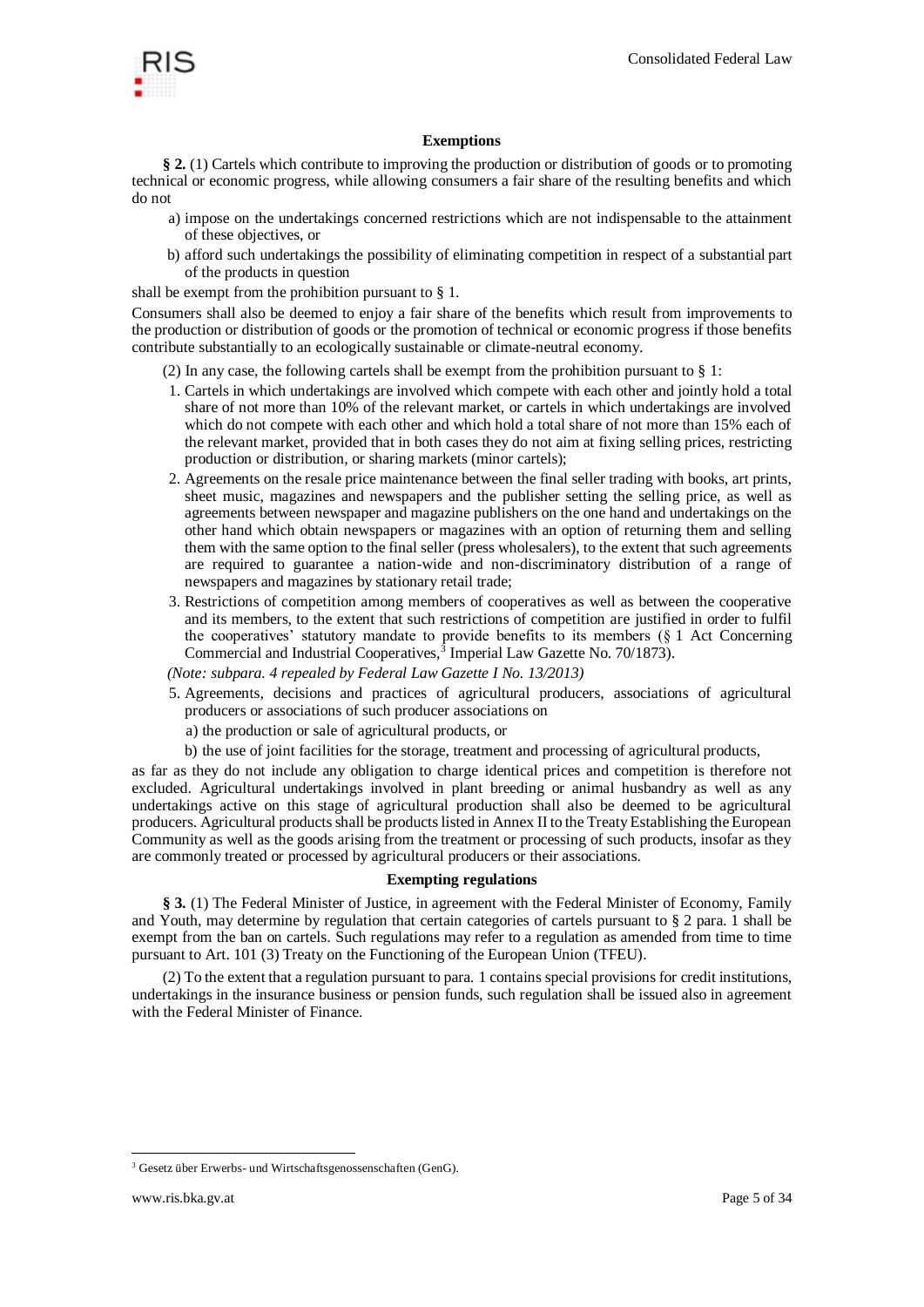### Exemptions

**§ 2.** (1) Cartels which contribute to improving the production or distribution of goods or to promoting technical or economic progress, while allowing consumers a fair share of the resulting benefits and which do not

a) impose on the undertakings concerned restrictions which are not indispensable to the attainment of these objectives, or

b) afford such undertakings the possibility of eliminating competition in respect of a substantial part of the products in question

shall be exempt from the prohibition pursuant to § 1.

Consumers shall also be deemed to enjoy a fair share of the benefits which result from improvements to the production or distribution of goods or the promotion of technical or economic progress if those benefits contribute substantially to an ecologically sustainable or climate-neutral economy.

(2) In any case, the following cartels shall be exempt from the prohibition pursuant to § 1:

1. Cartels in which undertakings are involved which compete with each other and jointly hold a total share of not more than 10% of the relevant market, or cartels in which undertakings are involved which do not compete with each other and which hold a total share of not more than 15% each of the relevant market, provided that in both cases they do not aim at fixing selling prices, restricting production or distribution, or sharing markets (minor cartels);
2. Agreements on the resale price maintenance between the final seller trading with books, art prints, sheet music, magazines and newspapers and the publisher setting the selling price, as well as agreements between newspaper and magazine publishers on the one hand and undertakings on the other hand which obtain newspapers or magazines with an option of returning them and selling them with the same option to the final seller (press wholesalers), to the extent that such agreements are required to guarantee a nation-wide and non-discriminatory distribution of a range of newspapers and magazines by stationary retail trade;
3. Restrictions of competition among members of cooperatives as well as between the cooperative and its members, to the extent that such restrictions of competition are justified in order to fulfil the cooperatives' statutory mandate to provide benefits to its members (§ 1 Act Concerning Commercial and Industrial Cooperatives,[3] Imperial Law Gazette No. 70/1873).

*(Note: subpara. 4 repealed by Federal Law Gazette I No. 13/2013)*

5. Agreements, decisions and practices of agricultural producers, associations of agricultural producers or associations of such producer associations on
   a) the production or sale of agricultural products, or
   b) the use of joint facilities for the storage, treatment and processing of agricultural products,

as far as they do not include any obligation to charge identical prices and competition is therefore not excluded. Agricultural undertakings involved in plant breeding or animal husbandry as well as any undertakings active on this stage of agricultural production shall also be deemed to be agricultural producers. Agricultural products shall be products listed in Annex II to the Treaty Establishing the European Community as well as the goods arising from the treatment or processing of such products, insofar as they are commonly treated or processed by agricultural producers or their associations.

### Exempting regulations

**§ 3.** (1) The Federal Minister of Justice, in agreement with the Federal Minister of Economy, Family and Youth, may determine by regulation that certain categories of cartels pursuant to § 2 para. 1 shall be exempt from the ban on cartels. Such regulations may refer to a regulation as amended from time to time pursuant to Art. 101 (3) Treaty on the Functioning of the European Union (TFEU).

(2) To the extent that a regulation pursuant to para. 1 contains special provisions for credit institutions, undertakings in the insurance business or pension funds, such regulation shall be issued also in agreement with the Federal Minister of Finance.

---

[3] Gesetz über Erwerbs- und Wirtschaftsgenossenschaften (GenG).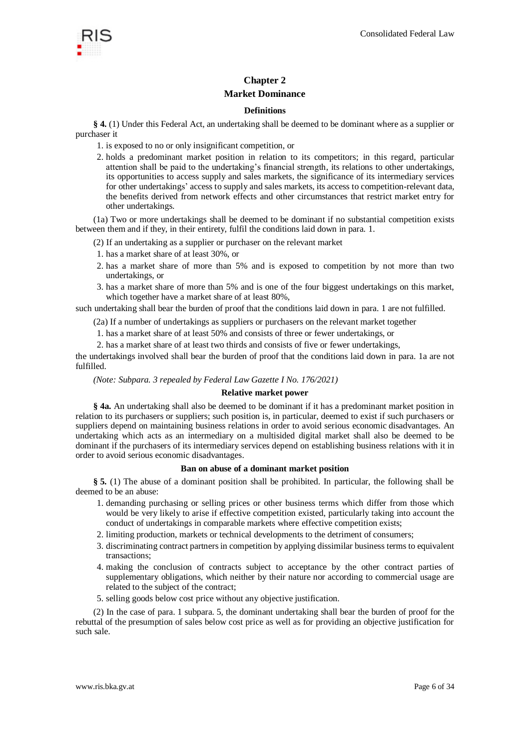## Chapter 2

## Market Dominance

### Definitions

**§ 4.** (1) Under this Federal Act, an undertaking shall be deemed to be dominant where as a supplier or purchaser it

1. is exposed to no or only insignificant competition, or
2. holds a predominant market position in relation to its competitors; in this regard, particular attention shall be paid to the undertaking's financial strength, its relations to other undertakings, its opportunities to access supply and sales markets, the significance of its intermediary services for other undertakings' access to supply and sales markets, its access to competition-relevant data, the benefits derived from network effects and other circumstances that restrict market entry for other undertakings.

(1a) Two or more undertakings shall be deemed to be dominant if no substantial competition exists between them and if they, in their entirety, fulfil the conditions laid down in para. 1.

(2) If an undertaking as a supplier or purchaser on the relevant market

1. has a market share of at least 30%, or
2. has a market share of more than 5% and is exposed to competition by not more than two undertakings, or
3. has a market share of more than 5% and is one of the four biggest undertakings on this market, which together have a market share of at least 80%,

such undertaking shall bear the burden of proof that the conditions laid down in para. 1 are not fulfilled.

(2a) If a number of undertakings as suppliers or purchasers on the relevant market together

1. has a market share of at least 50% and consists of three or fewer undertakings, or
2. has a market share of at least two thirds and consists of five or fewer undertakings,

the undertakings involved shall bear the burden of proof that the conditions laid down in para. 1a are not fulfilled.

*(Note: Subpara. 3 repealed by Federal Law Gazette I No. 176/2021)*

### Relative market power

**§ 4a.** An undertaking shall also be deemed to be dominant if it has a predominant market position in relation to its purchasers or suppliers; such position is, in particular, deemed to exist if such purchasers or suppliers depend on maintaining business relations in order to avoid serious economic disadvantages. An undertaking which acts as an intermediary on a multisided digital market shall also be deemed to be dominant if the purchasers of its intermediary services depend on establishing business relations with it in order to avoid serious economic disadvantages.

### Ban on abuse of a dominant market position

**§ 5.** (1) The abuse of a dominant position shall be prohibited. In particular, the following shall be deemed to be an abuse:

1. demanding purchasing or selling prices or other business terms which differ from those which would be very likely to arise if effective competition existed, particularly taking into account the conduct of undertakings in comparable markets where effective competition exists;
2. limiting production, markets or technical developments to the detriment of consumers;
3. discriminating contract partners in competition by applying dissimilar business terms to equivalent transactions;
4. making the conclusion of contracts subject to acceptance by the other contract parties of supplementary obligations, which neither by their nature nor according to commercial usage are related to the subject of the contract;
5. selling goods below cost price without any objective justification.

(2) In the case of para. 1 subpara. 5, the dominant undertaking shall bear the burden of proof for the rebuttal of the presumption of sales below cost price as well as for providing an objective justification for such sale.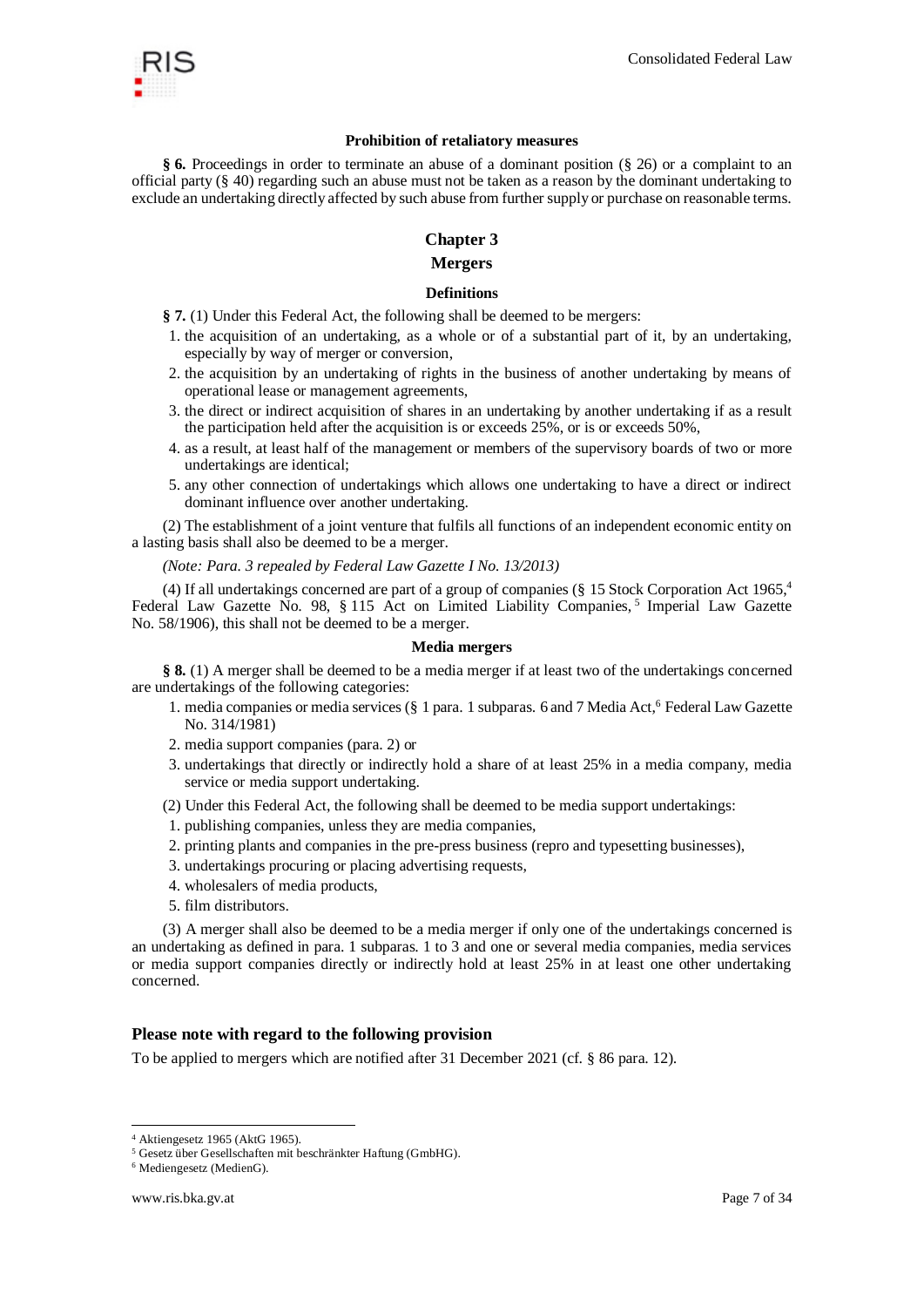#### Prohibition of retaliatory measures

**§ 6.** Proceedings in order to terminate an abuse of a dominant position (§ 26) or a complaint to an official party (§ 40) regarding such an abuse must not be taken as a reason by the dominant undertaking to exclude an undertaking directly affected by such abuse from further supply or purchase on reasonable terms.

## Chapter 3

## Mergers

#### Definitions

**§ 7.** (1) Under this Federal Act, the following shall be deemed to be mergers:

1. the acquisition of an undertaking, as a whole or of a substantial part of it, by an undertaking, especially by way of merger or conversion,
2. the acquisition by an undertaking of rights in the business of another undertaking by means of operational lease or management agreements,
3. the direct or indirect acquisition of shares in an undertaking by another undertaking if as a result the participation held after the acquisition is or exceeds 25%, or is or exceeds 50%,
4. as a result, at least half of the management or members of the supervisory boards of two or more undertakings are identical;
5. any other connection of undertakings which allows one undertaking to have a direct or indirect dominant influence over another undertaking.

(2) The establishment of a joint venture that fulfils all functions of an independent economic entity on a lasting basis shall also be deemed to be a merger.

*(Note: Para. 3 repealed by Federal Law Gazette I No. 13/2013)*

(4) If all undertakings concerned are part of a group of companies (§ 15 Stock Corporation Act 1965,[4] Federal Law Gazette No. 98, § 115 Act on Limited Liability Companies,[5] Imperial Law Gazette No. 58/1906), this shall not be deemed to be a merger.

#### Media mergers

**§ 8.** (1) A merger shall be deemed to be a media merger if at least two of the undertakings concerned are undertakings of the following categories:

1. media companies or media services (§ 1 para. 1 subparas. 6 and 7 Media Act,[6] Federal Law Gazette No. 314/1981)
2. media support companies (para. 2) or
3. undertakings that directly or indirectly hold a share of at least 25% in a media company, media service or media support undertaking.

(2) Under this Federal Act, the following shall be deemed to be media support undertakings:

1. publishing companies, unless they are media companies,
2. printing plants and companies in the pre-press business (repro and typesetting businesses),
3. undertakings procuring or placing advertising requests,
4. wholesalers of media products,
5. film distributors.

(3) A merger shall also be deemed to be a media merger if only one of the undertakings concerned is an undertaking as defined in para. 1 subparas. 1 to 3 and one or several media companies, media services or media support companies directly or indirectly hold at least 25% in at least one other undertaking concerned.

### Please note with regard to the following provision

To be applied to mergers which are notified after 31 December 2021 (cf. § 86 para. 12).

---

[4] Aktiengesetz 1965 (AktG 1965).

[5] Gesetz über Gesellschaften mit beschränkter Haftung (GmbHG).

[6] Mediengesetz (MedienG).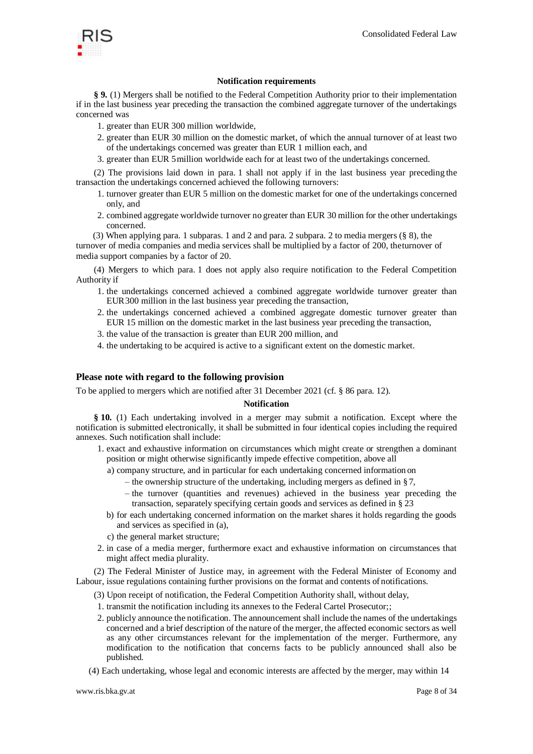### Notification requirements

**§ 9.** (1) Mergers shall be notified to the Federal Competition Authority prior to their implementation if in the last business year preceding the transaction the combined aggregate turnover of the undertakings concerned was

1. greater than EUR 300 million worldwide,
2. greater than EUR 30 million on the domestic market, of which the annual turnover of at least two of the undertakings concerned was greater than EUR 1 million each, and
3. greater than EUR 5 million worldwide each for at least two of the undertakings concerned.

(2) The provisions laid down in para. 1 shall not apply if in the last business year preceding the transaction the undertakings concerned achieved the following turnovers:

1. turnover greater than EUR 5 million on the domestic market for one of the undertakings concerned only, and
2. combined aggregate worldwide turnover no greater than EUR 30 million for the other undertakings concerned.

(3) When applying para. 1 subparas. 1 and 2 and para. 2 subpara. 2 to media mergers (§ 8), the turnover of media companies and media services shall be multiplied by a factor of 200, the turnover of media support companies by a factor of 20.

(4) Mergers to which para. 1 does not apply also require notification to the Federal Competition Authority if

1. the undertakings concerned achieved a combined aggregate worldwide turnover greater than EUR 300 million in the last business year preceding the transaction,
2. the undertakings concerned achieved a combined aggregate domestic turnover greater than EUR 15 million on the domestic market in the last business year preceding the transaction,
3. the value of the transaction is greater than EUR 200 million, and
4. the undertaking to be acquired is active to a significant extent on the domestic market.

## Please note with regard to the following provision

To be applied to mergers which are notified after 31 December 2021 (cf. § 86 para. 12).

### Notification

**§ 10.** (1) Each undertaking involved in a merger may submit a notification. Except where the notification is submitted electronically, it shall be submitted in four identical copies including the required annexes. Such notification shall include:

1. exact and exhaustive information on circumstances which might create or strengthen a dominant position or might otherwise significantly impede effective competition, above all
   - a) company structure, and in particular for each undertaking concerned information on
     - the ownership structure of the undertaking, including mergers as defined in § 7,
     - the turnover (quantities and revenues) achieved in the business year preceding the transaction, separately specifying certain goods and services as defined in § 23
   - b) for each undertaking concerned information on the market shares it holds regarding the goods and services as specified in (a),
   - c) the general market structure;
2. in case of a media merger, furthermore exact and exhaustive information on circumstances that might affect media plurality.

(2) The Federal Minister of Justice may, in agreement with the Federal Minister of Economy and Labour, issue regulations containing further provisions on the format and contents of notifications.

(3) Upon receipt of notification, the Federal Competition Authority shall, without delay,

1. transmit the notification including its annexes to the Federal Cartel Prosecutor;;
2. publicly announce the notification. The announcement shall include the names of the undertakings concerned and a brief description of the nature of the merger, the affected economic sectors as well as any other circumstances relevant for the implementation of the merger. Furthermore, any modification to the notification that concerns facts to be publicly announced shall also be published.

(4) Each undertaking, whose legal and economic interests are affected by the merger, may within 14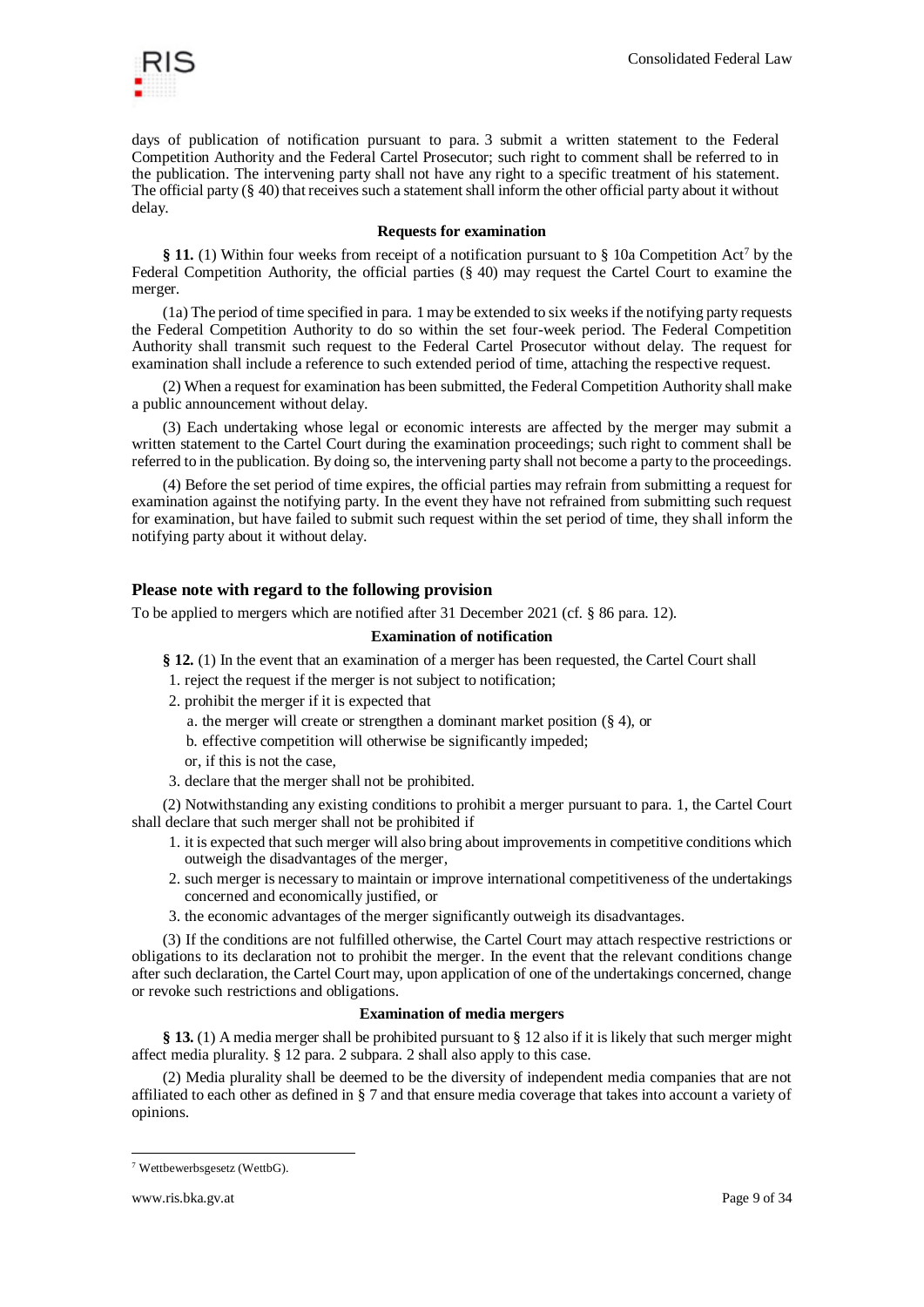days of publication of notification pursuant to para. 3 submit a written statement to the Federal Competition Authority and the Federal Cartel Prosecutor; such right to comment shall be referred to in the publication. The intervening party shall not have any right to a specific treatment of his statement. The official party (§ 40) that receives such a statement shall inform the other official party about it without delay.

#### Requests for examination

**§ 11.** (1) Within four weeks from receipt of a notification pursuant to § 10a Competition Act[7] by the Federal Competition Authority, the official parties (§ 40) may request the Cartel Court to examine the merger.

(1a) The period of time specified in para. 1 may be extended to six weeks if the notifying party requests the Federal Competition Authority to do so within the set four-week period. The Federal Competition Authority shall transmit such request to the Federal Cartel Prosecutor without delay. The request for examination shall include a reference to such extended period of time, attaching the respective request.

(2) When a request for examination has been submitted, the Federal Competition Authority shall make a public announcement without delay.

(3) Each undertaking whose legal or economic interests are affected by the merger may submit a written statement to the Cartel Court during the examination proceedings; such right to comment shall be referred to in the publication. By doing so, the intervening party shall not become a party to the proceedings.

(4) Before the set period of time expires, the official parties may refrain from submitting a request for examination against the notifying party. In the event they have not refrained from submitting such request for examination, but have failed to submit such request within the set period of time, they shall inform the notifying party about it without delay.

### Please note with regard to the following provision

To be applied to mergers which are notified after 31 December 2021 (cf. § 86 para. 12).

#### Examination of notification

**§ 12.** (1) In the event that an examination of a merger has been requested, the Cartel Court shall

1. reject the request if the merger is not subject to notification;
2. prohibit the merger if it is expected that
   a. the merger will create or strengthen a dominant market position (§ 4), or
   b. effective competition will otherwise be significantly impeded;
   
   or, if this is not the case,
3. declare that the merger shall not be prohibited.

(2) Notwithstanding any existing conditions to prohibit a merger pursuant to para. 1, the Cartel Court shall declare that such merger shall not be prohibited if

1. it is expected that such merger will also bring about improvements in competitive conditions which outweigh the disadvantages of the merger,
2. such merger is necessary to maintain or improve international competitiveness of the undertakings concerned and economically justified, or
3. the economic advantages of the merger significantly outweigh its disadvantages.

(3) If the conditions are not fulfilled otherwise, the Cartel Court may attach respective restrictions or obligations to its declaration not to prohibit the merger. In the event that the relevant conditions change after such declaration, the Cartel Court may, upon application of one of the undertakings concerned, change or revoke such restrictions and obligations.

#### Examination of media mergers

**§ 13.** (1) A media merger shall be prohibited pursuant to § 12 also if it is likely that such merger might affect media plurality. § 12 para. 2 subpara. 2 shall also apply to this case.

(2) Media plurality shall be deemed to be the diversity of independent media companies that are not affiliated to each other as defined in § 7 and that ensure media coverage that takes into account a variety of opinions.

---

[7] Wettbewerbsgesetz (WettbG).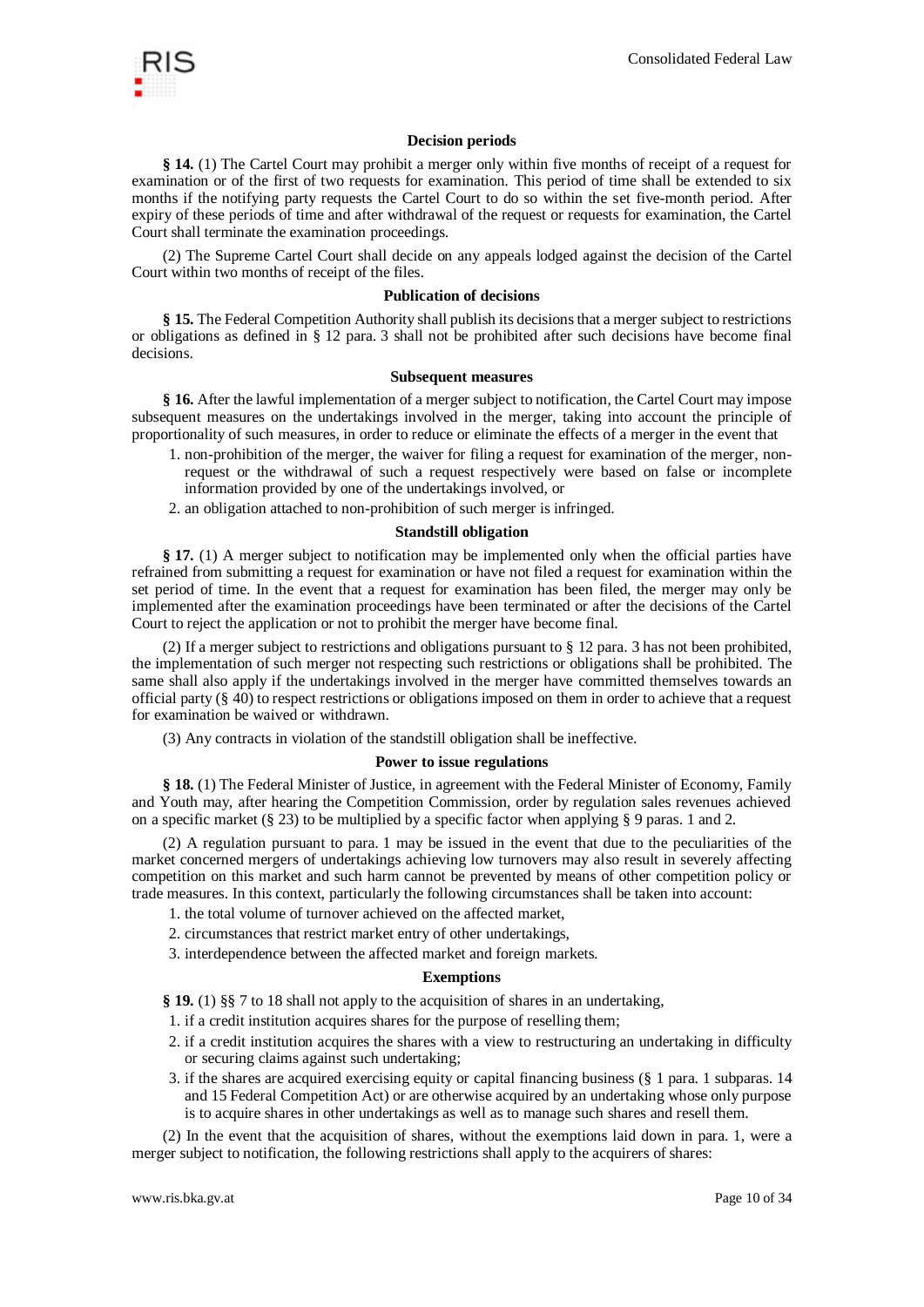### Decision periods

**§ 14.** (1) The Cartel Court may prohibit a merger only within five months of receipt of a request for examination or of the first of two requests for examination. This period of time shall be extended to six months if the notifying party requests the Cartel Court to do so within the set five-month period. After expiry of these periods of time and after withdrawal of the request or requests for examination, the Cartel Court shall terminate the examination proceedings.

(2) The Supreme Cartel Court shall decide on any appeals lodged against the decision of the Cartel Court within two months of receipt of the files.

### Publication of decisions

**§ 15.** The Federal Competition Authority shall publish its decisions that a merger subject to restrictions or obligations as defined in § 12 para. 3 shall not be prohibited after such decisions have become final decisions.

### Subsequent measures

**§ 16.** After the lawful implementation of a merger subject to notification, the Cartel Court may impose subsequent measures on the undertakings involved in the merger, taking into account the principle of proportionality of such measures, in order to reduce or eliminate the effects of a merger in the event that

1. non-prohibition of the merger, the waiver for filing a request for examination of the merger, non-request or the withdrawal of such a request respectively were based on false or incomplete information provided by one of the undertakings involved, or
2. an obligation attached to non-prohibition of such merger is infringed.

### Standstill obligation

**§ 17.** (1) A merger subject to notification may be implemented only when the official parties have refrained from submitting a request for examination or have not filed a request for examination within the set period of time. In the event that a request for examination has been filed, the merger may only be implemented after the examination proceedings have been terminated or after the decisions of the Cartel Court to reject the application or not to prohibit the merger have become final.

(2) If a merger subject to restrictions and obligations pursuant to § 12 para. 3 has not been prohibited, the implementation of such merger not respecting such restrictions or obligations shall be prohibited. The same shall also apply if the undertakings involved in the merger have committed themselves towards an official party (§ 40) to respect restrictions or obligations imposed on them in order to achieve that a request for examination be waived or withdrawn.

(3) Any contracts in violation of the standstill obligation shall be ineffective.

### Power to issue regulations

**§ 18.** (1) The Federal Minister of Justice, in agreement with the Federal Minister of Economy, Family and Youth may, after hearing the Competition Commission, order by regulation sales revenues achieved on a specific market (§ 23) to be multiplied by a specific factor when applying § 9 paras. 1 and 2.

(2) A regulation pursuant to para. 1 may be issued in the event that due to the peculiarities of the market concerned mergers of undertakings achieving low turnovers may also result in severely affecting competition on this market and such harm cannot be prevented by means of other competition policy or trade measures. In this context, particularly the following circumstances shall be taken into account:

1. the total volume of turnover achieved on the affected market,
2. circumstances that restrict market entry of other undertakings,
3. interdependence between the affected market and foreign markets.

### Exemptions

**§ 19.** (1) §§ 7 to 18 shall not apply to the acquisition of shares in an undertaking,

1. if a credit institution acquires shares for the purpose of reselling them;
2. if a credit institution acquires the shares with a view to restructuring an undertaking in difficulty or securing claims against such undertaking;
3. if the shares are acquired exercising equity or capital financing business (§ 1 para. 1 subparas. 14 and 15 Federal Competition Act) or are otherwise acquired by an undertaking whose only purpose is to acquire shares in other undertakings as well as to manage such shares and resell them.

(2) In the event that the acquisition of shares, without the exemptions laid down in para. 1, were a merger subject to notification, the following restrictions shall apply to the acquirers of shares: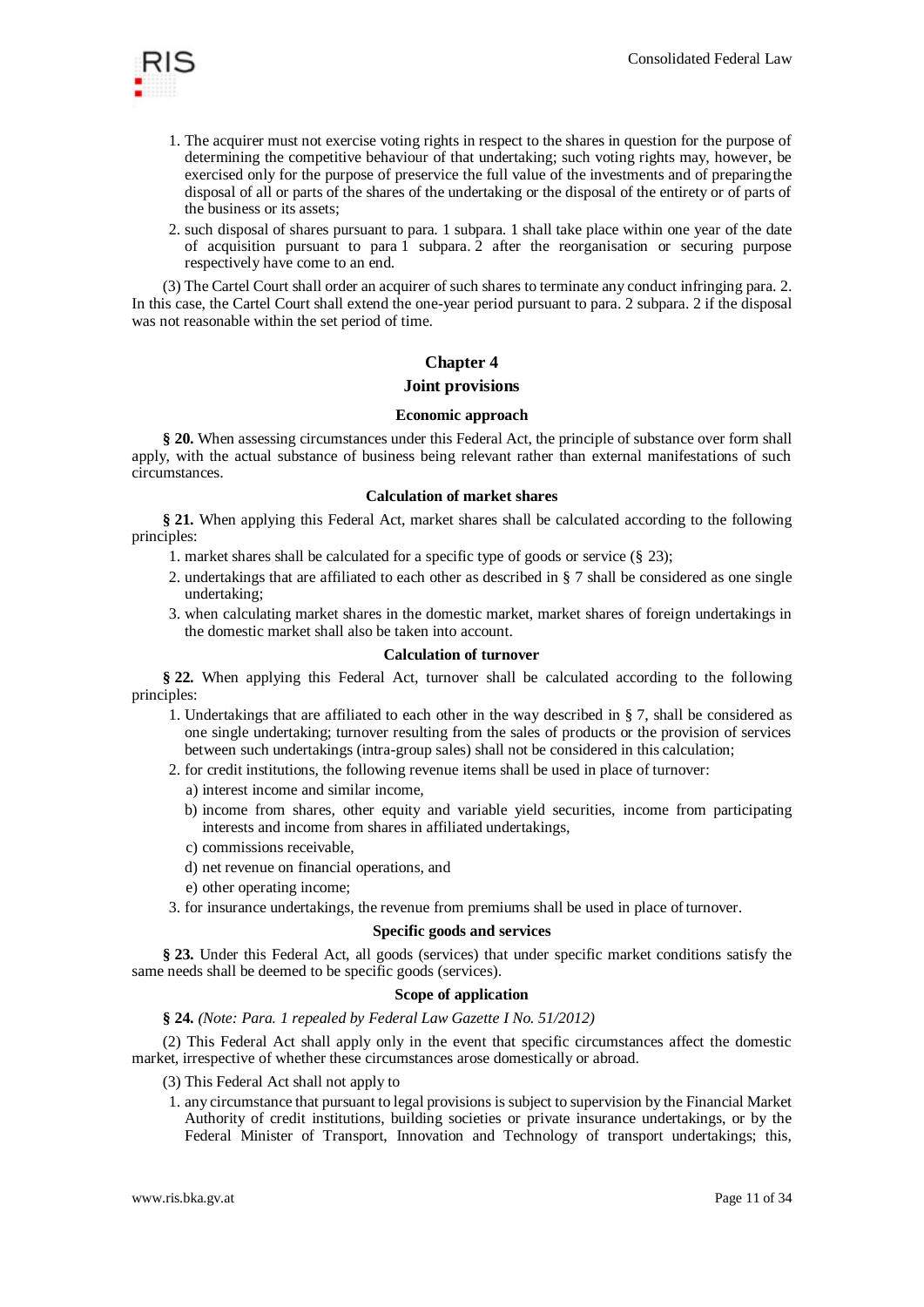1. The acquirer must not exercise voting rights in respect to the shares in question for the purpose of determining the competitive behaviour of that undertaking; such voting rights may, however, be exercised only for the purpose of preservice the full value of the investments and of preparing the disposal of all or parts of the shares of the undertaking or the disposal of the entirety or of parts of the business or its assets;
2. such disposal of shares pursuant to para. 1 subpara. 1 shall take place within one year of the date of acquisition pursuant to para 1 subpara. 2 after the reorganisation or securing purpose respectively have come to an end.

(3) The Cartel Court shall order an acquirer of such shares to terminate any conduct infringing para. 2. In this case, the Cartel Court shall extend the one-year period pursuant to para. 2 subpara. 2 if the disposal was not reasonable within the set period of time.

## Chapter 4

## Joint provisions

### Economic approach

**§ 20.** When assessing circumstances under this Federal Act, the principle of substance over form shall apply, with the actual substance of business being relevant rather than external manifestations of such circumstances.

### Calculation of market shares

**§ 21.** When applying this Federal Act, market shares shall be calculated according to the following principles:

1. market shares shall be calculated for a specific type of goods or service (§ 23);
2. undertakings that are affiliated to each other as described in § 7 shall be considered as one single undertaking;
3. when calculating market shares in the domestic market, market shares of foreign undertakings in the domestic market shall also be taken into account.

### Calculation of turnover

**§ 22.** When applying this Federal Act, turnover shall be calculated according to the following principles:

1. Undertakings that are affiliated to each other in the way described in § 7, shall be considered as one single undertaking; turnover resulting from the sales of products or the provision of services between such undertakings (intra-group sales) shall not be considered in this calculation;
2. for credit institutions, the following revenue items shall be used in place of turnover:
   a) interest income and similar income,
   b) income from shares, other equity and variable yield securities, income from participating interests and income from shares in affiliated undertakings,
   c) commissions receivable,
   d) net revenue on financial operations, and
   e) other operating income;
3. for insurance undertakings, the revenue from premiums shall be used in place of turnover.

### Specific goods and services

**§ 23.** Under this Federal Act, all goods (services) that under specific market conditions satisfy the same needs shall be deemed to be specific goods (services).

### Scope of application

**§ 24.** *(Note: Para. 1 repealed by Federal Law Gazette I No. 51/2012)*

(2) This Federal Act shall apply only in the event that specific circumstances affect the domestic market, irrespective of whether these circumstances arose domestically or abroad.

(3) This Federal Act shall not apply to

1. any circumstance that pursuant to legal provisions is subject to supervision by the Financial Market Authority of credit institutions, building societies or private insurance undertakings, or by the Federal Minister of Transport, Innovation and Technology of transport undertakings; this,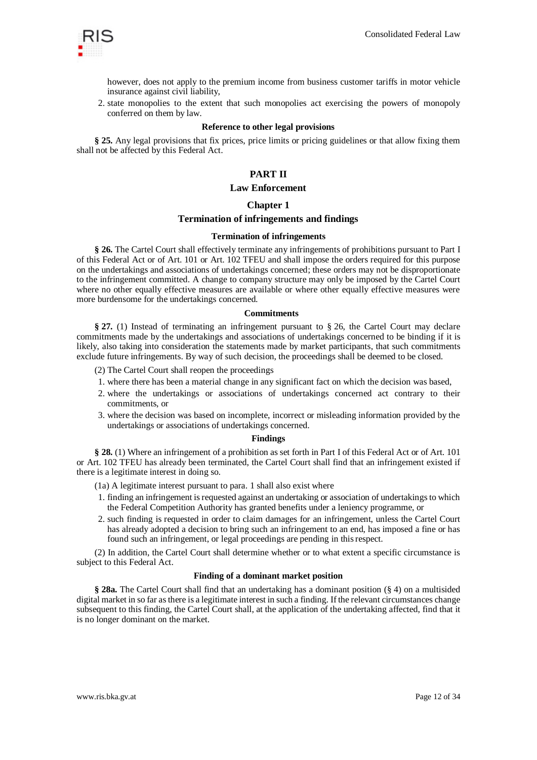however, does not apply to the premium income from business customer tariffs in motor vehicle insurance against civil liability,

2. state monopolies to the extent that such monopolies act exercising the powers of monopoly conferred on them by law.

#### Reference to other legal provisions

**§ 25.** Any legal provisions that fix prices, price limits or pricing guidelines or that allow fixing them shall not be affected by this Federal Act.

## PART II

## Law Enforcement

### Chapter 1

### Termination of infringements and findings

#### Termination of infringements

**§ 26.** The Cartel Court shall effectively terminate any infringements of prohibitions pursuant to Part I of this Federal Act or of Art. 101 or Art. 102 TFEU and shall impose the orders required for this purpose on the undertakings and associations of undertakings concerned; these orders may not be disproportionate to the infringement committed. A change to company structure may only be imposed by the Cartel Court where no other equally effective measures are available or where other equally effective measures were more burdensome for the undertakings concerned.

#### Commitments

**§ 27.** (1) Instead of terminating an infringement pursuant to § 26, the Cartel Court may declare commitments made by the undertakings and associations of undertakings concerned to be binding if it is likely, also taking into consideration the statements made by market participants, that such commitments exclude future infringements. By way of such decision, the proceedings shall be deemed to be closed.

(2) The Cartel Court shall reopen the proceedings

1. where there has been a material change in any significant fact on which the decision was based,
2. where the undertakings or associations of undertakings concerned act contrary to their commitments, or
3. where the decision was based on incomplete, incorrect or misleading information provided by the undertakings or associations of undertakings concerned.

#### Findings

**§ 28.** (1) Where an infringement of a prohibition as set forth in Part I of this Federal Act or of Art. 101 or Art. 102 TFEU has already been terminated, the Cartel Court shall find that an infringement existed if there is a legitimate interest in doing so.

(1a) A legitimate interest pursuant to para. 1 shall also exist where

1. finding an infringement is requested against an undertaking or association of undertakings to which the Federal Competition Authority has granted benefits under a leniency programme, or
2. such finding is requested in order to claim damages for an infringement, unless the Cartel Court has already adopted a decision to bring such an infringement to an end, has imposed a fine or has found such an infringement, or legal proceedings are pending in this respect.

(2) In addition, the Cartel Court shall determine whether or to what extent a specific circumstance is subject to this Federal Act.

#### Finding of a dominant market position

**§ 28a.** The Cartel Court shall find that an undertaking has a dominant position (§ 4) on a multisided digital market in so far as there is a legitimate interest in such a finding. If the relevant circumstances change subsequent to this finding, the Cartel Court shall, at the application of the undertaking affected, find that it is no longer dominant on the market.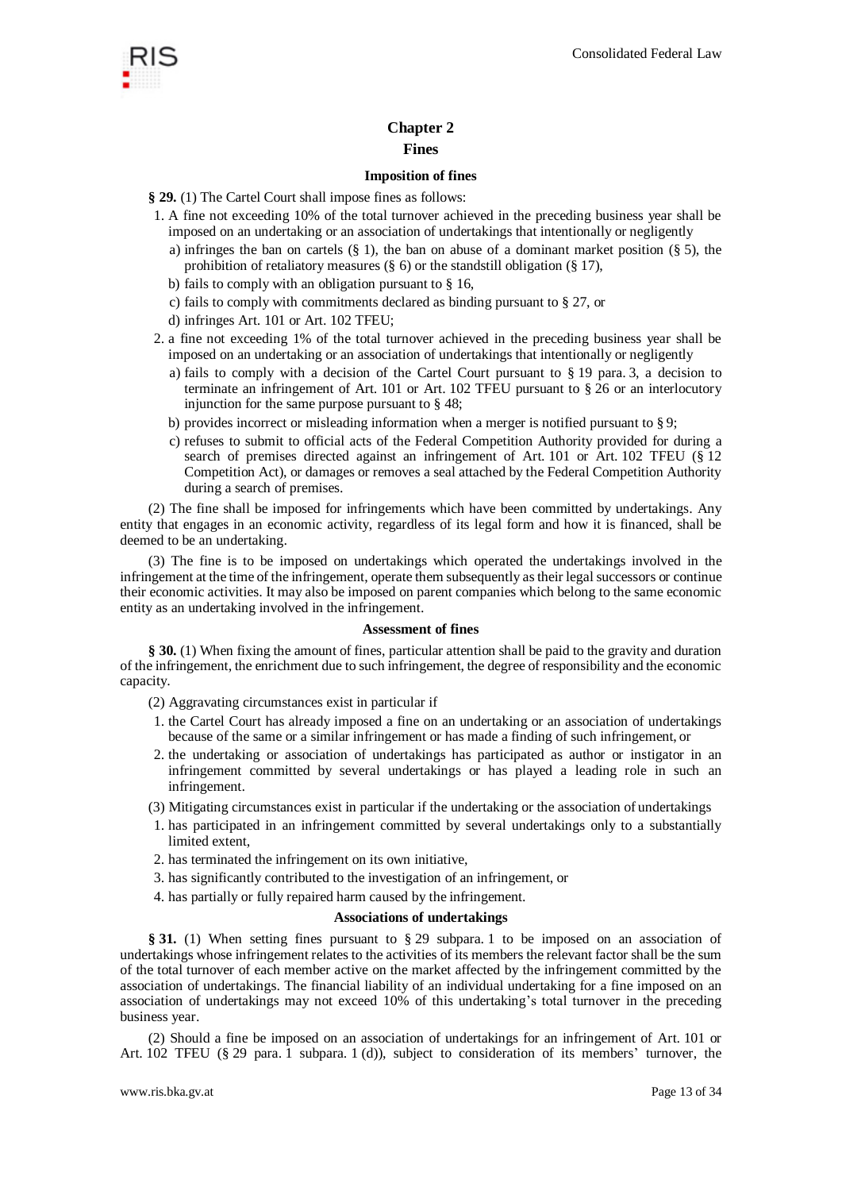## Chapter 2
## Fines

### Imposition of fines

**§ 29.** (1) The Cartel Court shall impose fines as follows:

1. A fine not exceeding 10% of the total turnover achieved in the preceding business year shall be imposed on an undertaking or an association of undertakings that intentionally or negligently
   a) infringes the ban on cartels (§ 1), the ban on abuse of a dominant market position (§ 5), the prohibition of retaliatory measures (§ 6) or the standstill obligation (§ 17),
   b) fails to comply with an obligation pursuant to § 16,
   c) fails to comply with commitments declared as binding pursuant to § 27, or
   d) infringes Art. 101 or Art. 102 TFEU;
2. a fine not exceeding 1% of the total turnover achieved in the preceding business year shall be imposed on an undertaking or an association of undertakings that intentionally or negligently
   a) fails to comply with a decision of the Cartel Court pursuant to § 19 para. 3, a decision to terminate an infringement of Art. 101 or Art. 102 TFEU pursuant to § 26 or an interlocutory injunction for the same purpose pursuant to § 48;
   b) provides incorrect or misleading information when a merger is notified pursuant to § 9;
   c) refuses to submit to official acts of the Federal Competition Authority provided for during a search of premises directed against an infringement of Art. 101 or Art. 102 TFEU (§ 12 Competition Act), or damages or removes a seal attached by the Federal Competition Authority during a search of premises.

(2) The fine shall be imposed for infringements which have been committed by undertakings. Any entity that engages in an economic activity, regardless of its legal form and how it is financed, shall be deemed to be an undertaking.

(3) The fine is to be imposed on undertakings which operated the undertakings involved in the infringement at the time of the infringement, operate them subsequently as their legal successors or continue their economic activities. It may also be imposed on parent companies which belong to the same economic entity as an undertaking involved in the infringement.

### Assessment of fines

**§ 30.** (1) When fixing the amount of fines, particular attention shall be paid to the gravity and duration of the infringement, the enrichment due to such infringement, the degree of responsibility and the economic capacity.

(2) Aggravating circumstances exist in particular if

1. the Cartel Court has already imposed a fine on an undertaking or an association of undertakings because of the same or a similar infringement or has made a finding of such infringement, or
2. the undertaking or association of undertakings has participated as author or instigator in an infringement committed by several undertakings or has played a leading role in such an infringement.

(3) Mitigating circumstances exist in particular if the undertaking or the association of undertakings

1. has participated in an infringement committed by several undertakings only to a substantially limited extent,
2. has terminated the infringement on its own initiative,
3. has significantly contributed to the investigation of an infringement, or
4. has partially or fully repaired harm caused by the infringement.

### Associations of undertakings

**§ 31.** (1) When setting fines pursuant to § 29 subpara. 1 to be imposed on an association of undertakings whose infringement relates to the activities of its members the relevant factor shall be the sum of the total turnover of each member active on the market affected by the infringement committed by the association of undertakings. The financial liability of an individual undertaking for a fine imposed on an association of undertakings may not exceed 10% of this undertaking's total turnover in the preceding business year.

(2) Should a fine be imposed on an association of undertakings for an infringement of Art. 101 or Art. 102 TFEU (§ 29 para. 1 subpara. 1 (d)), subject to consideration of its members' turnover, the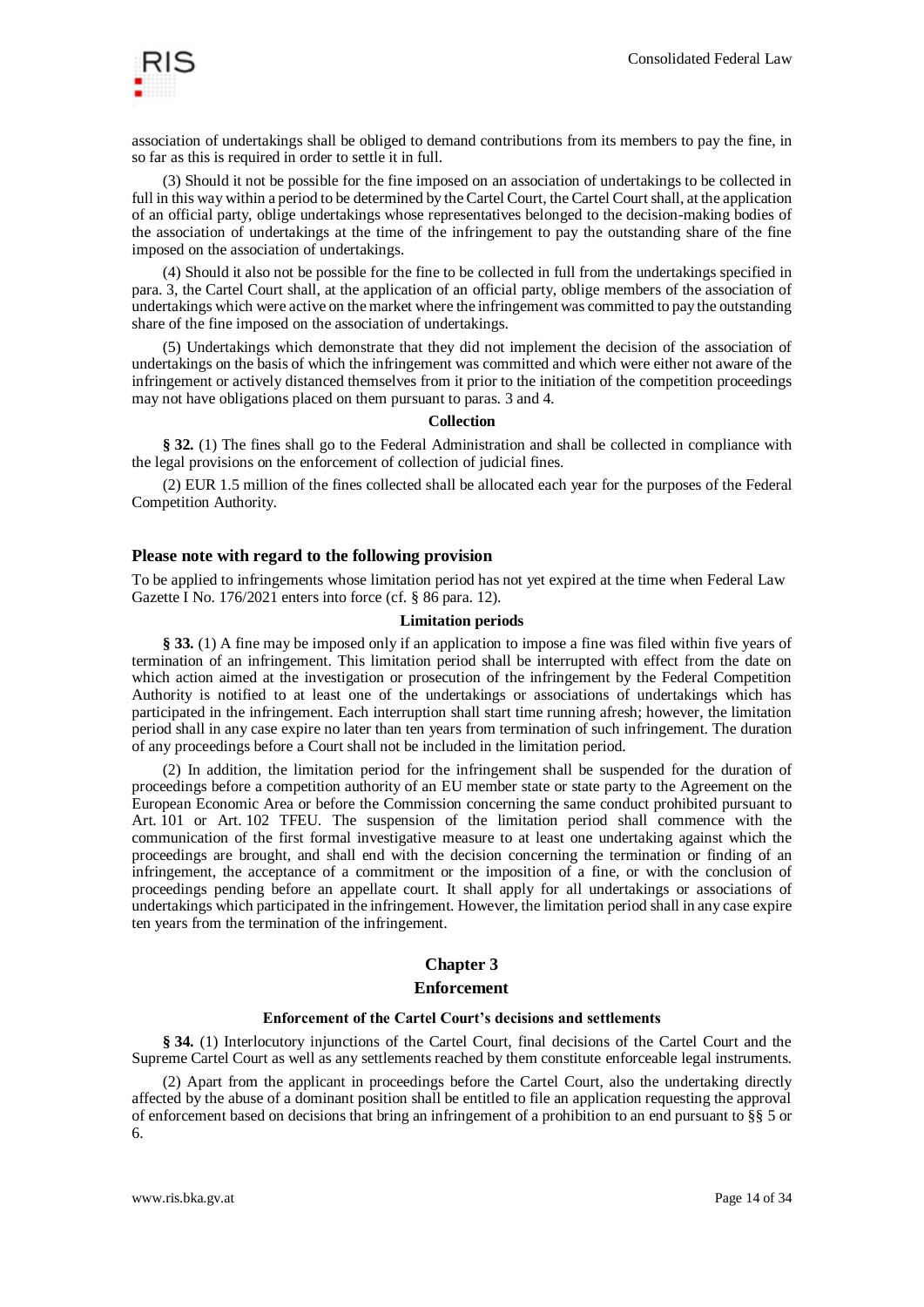association of undertakings shall be obliged to demand contributions from its members to pay the fine, in so far as this is required in order to settle it in full.

(3) Should it not be possible for the fine imposed on an association of undertakings to be collected in full in this way within a period to be determined by the Cartel Court, the Cartel Court shall, at the application of an official party, oblige undertakings whose representatives belonged to the decision-making bodies of the association of undertakings at the time of the infringement to pay the outstanding share of the fine imposed on the association of undertakings.

(4) Should it also not be possible for the fine to be collected in full from the undertakings specified in para. 3, the Cartel Court shall, at the application of an official party, oblige members of the association of undertakings which were active on the market where the infringement was committed to pay the outstanding share of the fine imposed on the association of undertakings.

(5) Undertakings which demonstrate that they did not implement the decision of the association of undertakings on the basis of which the infringement was committed and which were either not aware of the infringement or actively distanced themselves from it prior to the initiation of the competition proceedings may not have obligations placed on them pursuant to paras. 3 and 4.

#### Collection

**§ 32.** (1) The fines shall go to the Federal Administration and shall be collected in compliance with the legal provisions on the enforcement of collection of judicial fines.

(2) EUR 1.5 million of the fines collected shall be allocated each year for the purposes of the Federal Competition Authority.

### Please note with regard to the following provision

To be applied to infringements whose limitation period has not yet expired at the time when Federal Law Gazette I No. 176/2021 enters into force (cf. § 86 para. 12).

#### Limitation periods

**§ 33.** (1) A fine may be imposed only if an application to impose a fine was filed within five years of termination of an infringement. This limitation period shall be interrupted with effect from the date on which action aimed at the investigation or prosecution of the infringement by the Federal Competition Authority is notified to at least one of the undertakings or associations of undertakings which has participated in the infringement. Each interruption shall start time running afresh; however, the limitation period shall in any case expire no later than ten years from termination of such infringement. The duration of any proceedings before a Court shall not be included in the limitation period.

(2) In addition, the limitation period for the infringement shall be suspended for the duration of proceedings before a competition authority of an EU member state or state party to the Agreement on the European Economic Area or before the Commission concerning the same conduct prohibited pursuant to Art. 101 or Art. 102 TFEU. The suspension of the limitation period shall commence with the communication of the first formal investigative measure to at least one undertaking against which the proceedings are brought, and shall end with the decision concerning the termination or finding of an infringement, the acceptance of a commitment or the imposition of a fine, or with the conclusion of proceedings pending before an appellate court. It shall apply for all undertakings or associations of undertakings which participated in the infringement. However, the limitation period shall in any case expire ten years from the termination of the infringement.

## Chapter 3

## Enforcement

#### Enforcement of the Cartel Court's decisions and settlements

**§ 34.** (1) Interlocutory injunctions of the Cartel Court, final decisions of the Cartel Court and the Supreme Cartel Court as well as any settlements reached by them constitute enforceable legal instruments.

(2) Apart from the applicant in proceedings before the Cartel Court, also the undertaking directly affected by the abuse of a dominant position shall be entitled to file an application requesting the approval of enforcement based on decisions that bring an infringement of a prohibition to an end pursuant to §§ 5 or 6.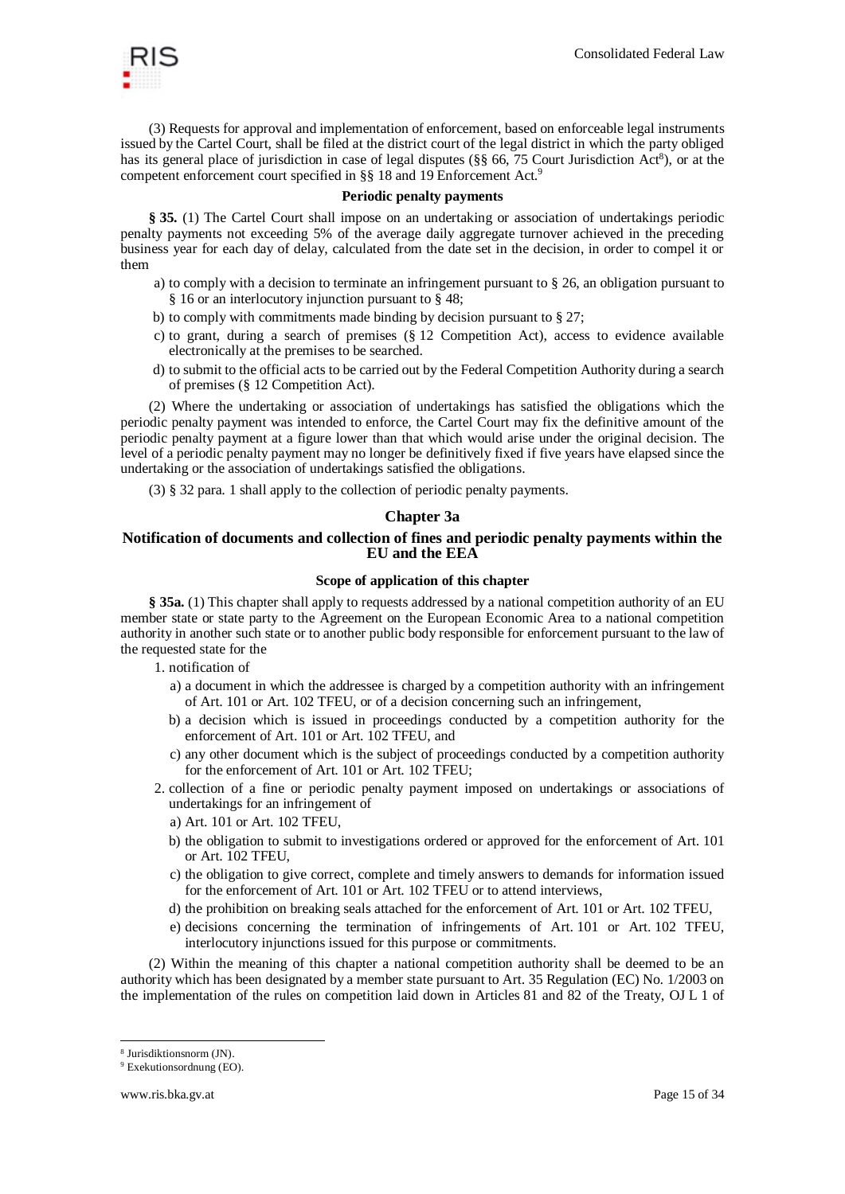(3) Requests for approval and implementation of enforcement, based on enforceable legal instruments issued by the Cartel Court, shall be filed at the district court of the legal district in which the party obliged has its general place of jurisdiction in case of legal disputes (§§ 66, 75 Court Jurisdiction Act[8]), or at the competent enforcement court specified in §§ 18 and 19 Enforcement Act.[9]

#### Periodic penalty payments

**§ 35.** (1) The Cartel Court shall impose on an undertaking or association of undertakings periodic penalty payments not exceeding 5% of the average daily aggregate turnover achieved in the preceding business year for each day of delay, calculated from the date set in the decision, in order to compel it or them

a) to comply with a decision to terminate an infringement pursuant to § 26, an obligation pursuant to § 16 or an interlocutory injunction pursuant to § 48;

b) to comply with commitments made binding by decision pursuant to § 27;

c) to grant, during a search of premises (§ 12 Competition Act), access to evidence available electronically at the premises to be searched.

d) to submit to the official acts to be carried out by the Federal Competition Authority during a search of premises (§ 12 Competition Act).

(2) Where the undertaking or association of undertakings has satisfied the obligations which the periodic penalty payment was intended to enforce, the Cartel Court may fix the definitive amount of the periodic penalty payment at a figure lower than that which would arise under the original decision. The level of a periodic penalty payment may no longer be definitively fixed if five years have elapsed since the undertaking or the association of undertakings satisfied the obligations.

(3) § 32 para. 1 shall apply to the collection of periodic penalty payments.

## Chapter 3a

### Notification of documents and collection of fines and periodic penalty payments within the EU and the EEA

#### Scope of application of this chapter

**§ 35a.** (1) This chapter shall apply to requests addressed by a national competition authority of an EU member state or state party to the Agreement on the European Economic Area to a national competition authority in another such state or to another public body responsible for enforcement pursuant to the law of the requested state for the

1. notification of
   a) a document in which the addressee is charged by a competition authority with an infringement of Art. 101 or Art. 102 TFEU, or of a decision concerning such an infringement,
   b) a decision which is issued in proceedings conducted by a competition authority for the enforcement of Art. 101 or Art. 102 TFEU, and
   c) any other document which is the subject of proceedings conducted by a competition authority for the enforcement of Art. 101 or Art. 102 TFEU;
2. collection of a fine or periodic penalty payment imposed on undertakings or associations of undertakings for an infringement of
   a) Art. 101 or Art. 102 TFEU,
   b) the obligation to submit to investigations ordered or approved for the enforcement of Art. 101 or Art. 102 TFEU,
   c) the obligation to give correct, complete and timely answers to demands for information issued for the enforcement of Art. 101 or Art. 102 TFEU or to attend interviews,
   d) the prohibition on breaking seals attached for the enforcement of Art. 101 or Art. 102 TFEU,
   e) decisions concerning the termination of infringements of Art. 101 or Art. 102 TFEU, interlocutory injunctions issued for this purpose or commitments.

(2) Within the meaning of this chapter a national competition authority shall be deemed to be an authority which has been designated by a member state pursuant to Art. 35 Regulation (EC) No. 1/2003 on the implementation of the rules on competition laid down in Articles 81 and 82 of the Treaty, OJ L 1 of

---

[8] Jurisdiktionsnorm (JN).

[9] Exekutionsordnung (EO).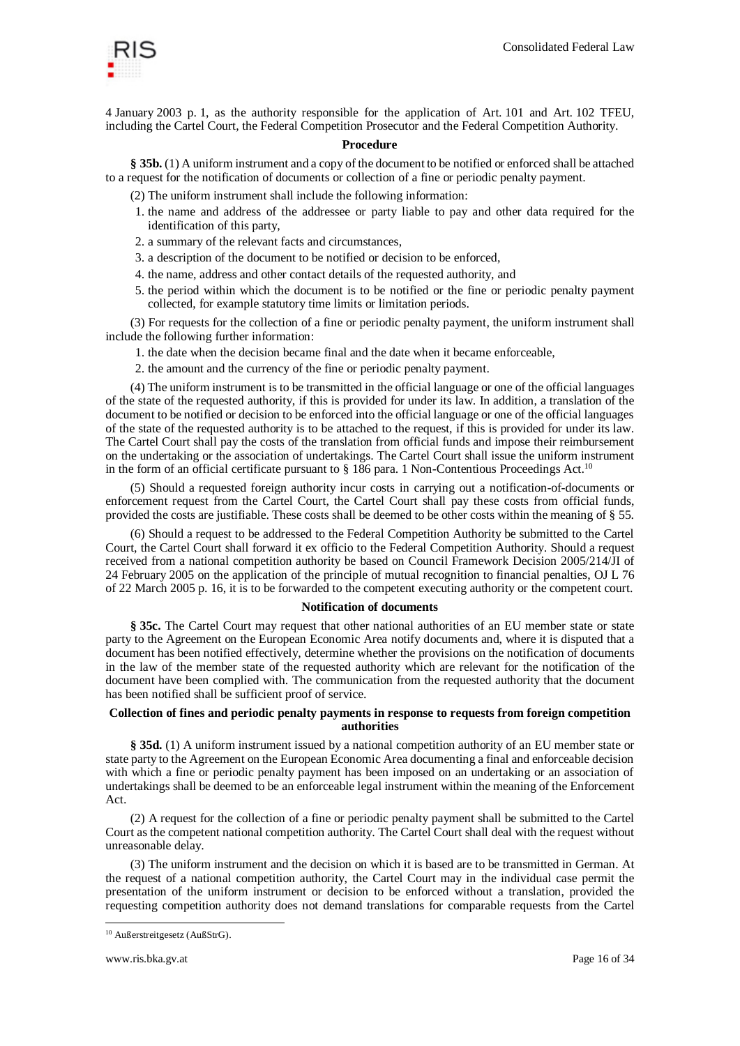4 January 2003 p. 1, as the authority responsible for the application of Art. 101 and Art. 102 TFEU, including the Cartel Court, the Federal Competition Prosecutor and the Federal Competition Authority.

### Procedure

**§ 35b.** (1) A uniform instrument and a copy of the document to be notified or enforced shall be attached to a request for the notification of documents or collection of a fine or periodic penalty payment.

(2) The uniform instrument shall include the following information:

1. the name and address of the addressee or party liable to pay and other data required for the identification of this party,
2. a summary of the relevant facts and circumstances,
3. a description of the document to be notified or decision to be enforced,
4. the name, address and other contact details of the requested authority, and
5. the period within which the document is to be notified or the fine or periodic penalty payment collected, for example statutory time limits or limitation periods.

(3) For requests for the collection of a fine or periodic penalty payment, the uniform instrument shall include the following further information:

1. the date when the decision became final and the date when it became enforceable,
2. the amount and the currency of the fine or periodic penalty payment.

(4) The uniform instrument is to be transmitted in the official language or one of the official languages of the state of the requested authority, if this is provided for under its law. In addition, a translation of the document to be notified or decision to be enforced into the official language or one of the official languages of the state of the requested authority is to be attached to the request, if this is provided for under its law. The Cartel Court shall pay the costs of the translation from official funds and impose their reimbursement on the undertaking or the association of undertakings. The Cartel Court shall issue the uniform instrument in the form of an official certificate pursuant to § 186 para. 1 Non-Contentious Proceedings Act.[10]

(5) Should a requested foreign authority incur costs in carrying out a notification-of-documents or enforcement request from the Cartel Court, the Cartel Court shall pay these costs from official funds, provided the costs are justifiable. These costs shall be deemed to be other costs within the meaning of § 55.

(6) Should a request to be addressed to the Federal Competition Authority be submitted to the Cartel Court, the Cartel Court shall forward it ex officio to the Federal Competition Authority. Should a request received from a national competition authority be based on Council Framework Decision 2005/214/JI of 24 February 2005 on the application of the principle of mutual recognition to financial penalties, OJ L 76 of 22 March 2005 p. 16, it is to be forwarded to the competent executing authority or the competent court.

### Notification of documents

**§ 35c.** The Cartel Court may request that other national authorities of an EU member state or state party to the Agreement on the European Economic Area notify documents and, where it is disputed that a document has been notified effectively, determine whether the provisions on the notification of documents in the law of the member state of the requested authority which are relevant for the notification of the document have been complied with. The communication from the requested authority that the document has been notified shall be sufficient proof of service.

### Collection of fines and periodic penalty payments in response to requests from foreign competition authorities

**§ 35d.** (1) A uniform instrument issued by a national competition authority of an EU member state or state party to the Agreement on the European Economic Area documenting a final and enforceable decision with which a fine or periodic penalty payment has been imposed on an undertaking or an association of undertakings shall be deemed to be an enforceable legal instrument within the meaning of the Enforcement Act.

(2) A request for the collection of a fine or periodic penalty payment shall be submitted to the Cartel Court as the competent national competition authority. The Cartel Court shall deal with the request without unreasonable delay.

(3) The uniform instrument and the decision on which it is based are to be transmitted in German. At the request of a national competition authority, the Cartel Court may in the individual case permit the presentation of the uniform instrument or decision to be enforced without a translation, provided the requesting competition authority does not demand translations for comparable requests from the Cartel

[10] Außerstreitgesetz (AußStrG).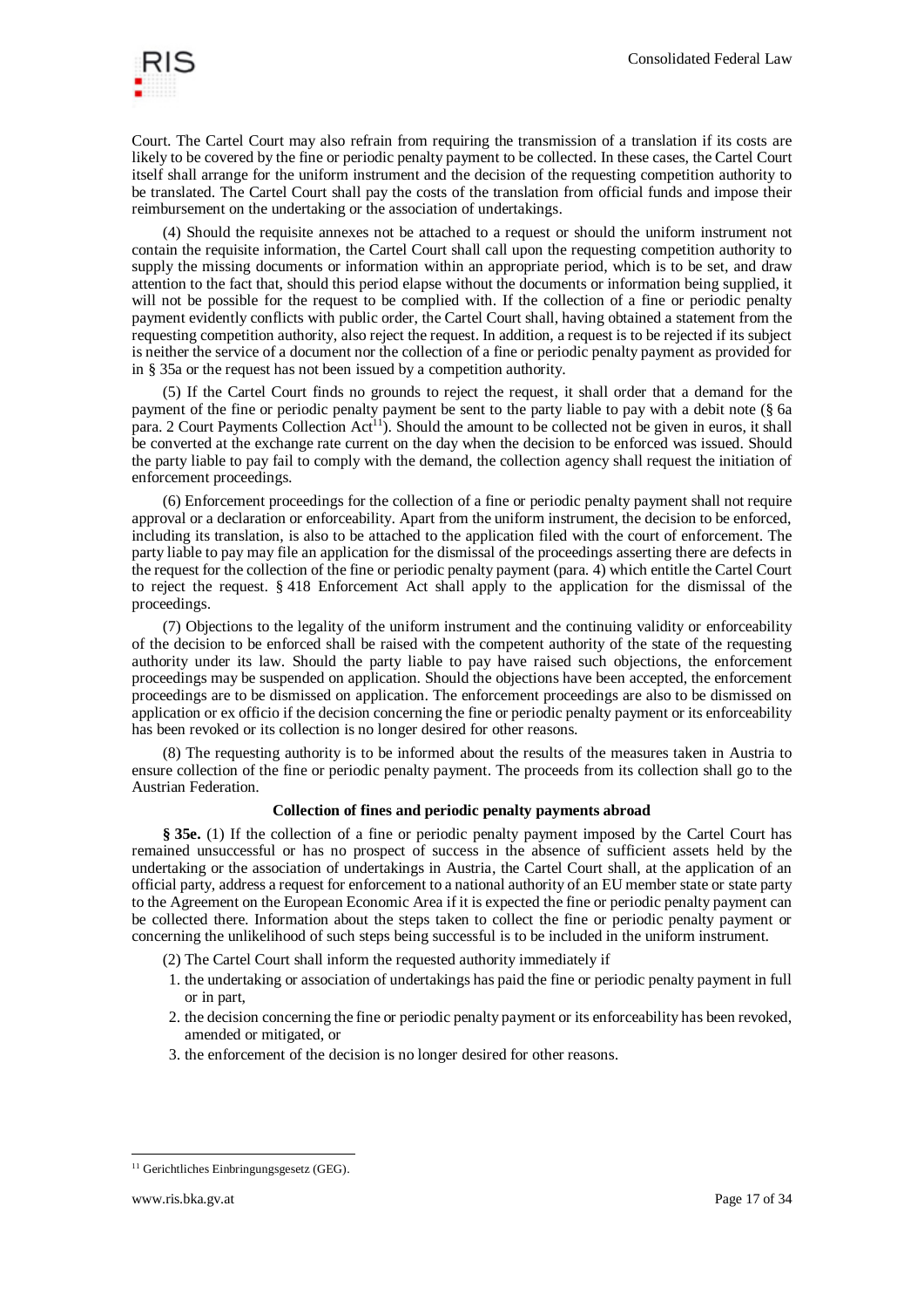Court. The Cartel Court may also refrain from requiring the transmission of a translation if its costs are likely to be covered by the fine or periodic penalty payment to be collected. In these cases, the Cartel Court itself shall arrange for the uniform instrument and the decision of the requesting competition authority to be translated. The Cartel Court shall pay the costs of the translation from official funds and impose their reimbursement on the undertaking or the association of undertakings.

(4) Should the requisite annexes not be attached to a request or should the uniform instrument not contain the requisite information, the Cartel Court shall call upon the requesting competition authority to supply the missing documents or information within an appropriate period, which is to be set, and draw attention to the fact that, should this period elapse without the documents or information being supplied, it will not be possible for the request to be complied with. If the collection of a fine or periodic penalty payment evidently conflicts with public order, the Cartel Court shall, having obtained a statement from the requesting competition authority, also reject the request. In addition, a request is to be rejected if its subject is neither the service of a document nor the collection of a fine or periodic penalty payment as provided for in § 35a or the request has not been issued by a competition authority.

(5) If the Cartel Court finds no grounds to reject the request, it shall order that a demand for the payment of the fine or periodic penalty payment be sent to the party liable to pay with a debit note (§ 6a para. 2 Court Payments Collection Act[11]). Should the amount to be collected not be given in euros, it shall be converted at the exchange rate current on the day when the decision to be enforced was issued. Should the party liable to pay fail to comply with the demand, the collection agency shall request the initiation of enforcement proceedings.

(6) Enforcement proceedings for the collection of a fine or periodic penalty payment shall not require approval or a declaration or enforceability. Apart from the uniform instrument, the decision to be enforced, including its translation, is also to be attached to the application filed with the court of enforcement. The party liable to pay may file an application for the dismissal of the proceedings asserting there are defects in the request for the collection of the fine or periodic penalty payment (para. 4) which entitle the Cartel Court to reject the request. § 418 Enforcement Act shall apply to the application for the dismissal of the proceedings.

(7) Objections to the legality of the uniform instrument and the continuing validity or enforceability of the decision to be enforced shall be raised with the competent authority of the state of the requesting authority under its law. Should the party liable to pay have raised such objections, the enforcement proceedings may be suspended on application. Should the objections have been accepted, the enforcement proceedings are to be dismissed on application. The enforcement proceedings are also to be dismissed on application or ex officio if the decision concerning the fine or periodic penalty payment or its enforceability has been revoked or its collection is no longer desired for other reasons.

(8) The requesting authority is to be informed about the results of the measures taken in Austria to ensure collection of the fine or periodic penalty payment. The proceeds from its collection shall go to the Austrian Federation.

**Collection of fines and periodic penalty payments abroad**

**§ 35e.** (1) If the collection of a fine or periodic penalty payment imposed by the Cartel Court has remained unsuccessful or has no prospect of success in the absence of sufficient assets held by the undertaking or the association of undertakings in Austria, the Cartel Court shall, at the application of an official party, address a request for enforcement to a national authority of an EU member state or state party to the Agreement on the European Economic Area if it is expected the fine or periodic penalty payment can be collected there. Information about the steps taken to collect the fine or periodic penalty payment or concerning the unlikelihood of such steps being successful is to be included in the uniform instrument.

(2) The Cartel Court shall inform the requested authority immediately if

1. the undertaking or association of undertakings has paid the fine or periodic penalty payment in full or in part,
2. the decision concerning the fine or periodic penalty payment or its enforceability has been revoked, amended or mitigated, or
3. the enforcement of the decision is no longer desired for other reasons.

[11] Gerichtliches Einbringungsgesetz (GEG).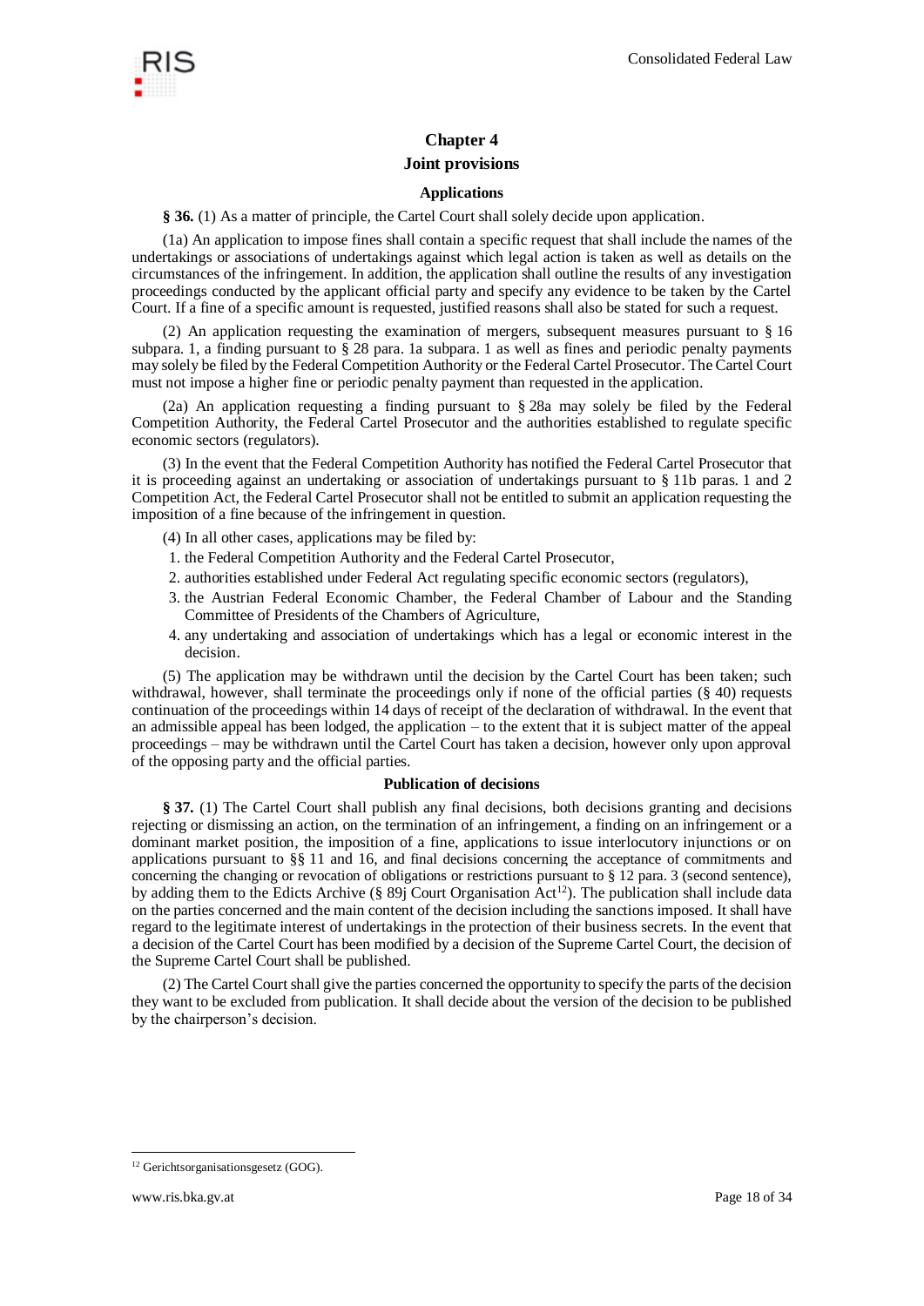## Chapter 4

## Joint provisions

### Applications

**§ 36.** (1) As a matter of principle, the Cartel Court shall solely decide upon application.

(1a) An application to impose fines shall contain a specific request that shall include the names of the undertakings or associations of undertakings against which legal action is taken as well as details on the circumstances of the infringement. In addition, the application shall outline the results of any investigation proceedings conducted by the applicant official party and specify any evidence to be taken by the Cartel Court. If a fine of a specific amount is requested, justified reasons shall also be stated for such a request.

(2) An application requesting the examination of mergers, subsequent measures pursuant to § 16 subpara. 1, a finding pursuant to § 28 para. 1a subpara. 1 as well as fines and periodic penalty payments may solely be filed by the Federal Competition Authority or the Federal Cartel Prosecutor. The Cartel Court must not impose a higher fine or periodic penalty payment than requested in the application.

(2a) An application requesting a finding pursuant to § 28a may solely be filed by the Federal Competition Authority, the Federal Cartel Prosecutor and the authorities established to regulate specific economic sectors (regulators).

(3) In the event that the Federal Competition Authority has notified the Federal Cartel Prosecutor that it is proceeding against an undertaking or association of undertakings pursuant to § 11b paras. 1 and 2 Competition Act, the Federal Cartel Prosecutor shall not be entitled to submit an application requesting the imposition of a fine because of the infringement in question.

(4) In all other cases, applications may be filed by:

1. the Federal Competition Authority and the Federal Cartel Prosecutor,
2. authorities established under Federal Act regulating specific economic sectors (regulators),
3. the Austrian Federal Economic Chamber, the Federal Chamber of Labour and the Standing Committee of Presidents of the Chambers of Agriculture,
4. any undertaking and association of undertakings which has a legal or economic interest in the decision.

(5) The application may be withdrawn until the decision by the Cartel Court has been taken; such withdrawal, however, shall terminate the proceedings only if none of the official parties (§ 40) requests continuation of the proceedings within 14 days of receipt of the declaration of withdrawal. In the event that an admissible appeal has been lodged, the application – to the extent that it is subject matter of the appeal proceedings – may be withdrawn until the Cartel Court has taken a decision, however only upon approval of the opposing party and the official parties.

### Publication of decisions

**§ 37.** (1) The Cartel Court shall publish any final decisions, both decisions granting and decisions rejecting or dismissing an action, on the termination of an infringement, a finding on an infringement or a dominant market position, the imposition of a fine, applications to issue interlocutory injunctions or on applications pursuant to §§ 11 and 16, and final decisions concerning the acceptance of commitments and concerning the changing or revocation of obligations or restrictions pursuant to § 12 para. 3 (second sentence), by adding them to the Edicts Archive (§ 89j Court Organisation Act[12]). The publication shall include data on the parties concerned and the main content of the decision including the sanctions imposed. It shall have regard to the legitimate interest of undertakings in the protection of their business secrets. In the event that a decision of the Cartel Court has been modified by a decision of the Supreme Cartel Court, the decision of the Supreme Cartel Court shall be published.

(2) The Cartel Court shall give the parties concerned the opportunity to specify the parts of the decision they want to be excluded from publication. It shall decide about the version of the decision to be published by the chairperson's decision.

[12] Gerichtsorganisationsgesetz (GOG).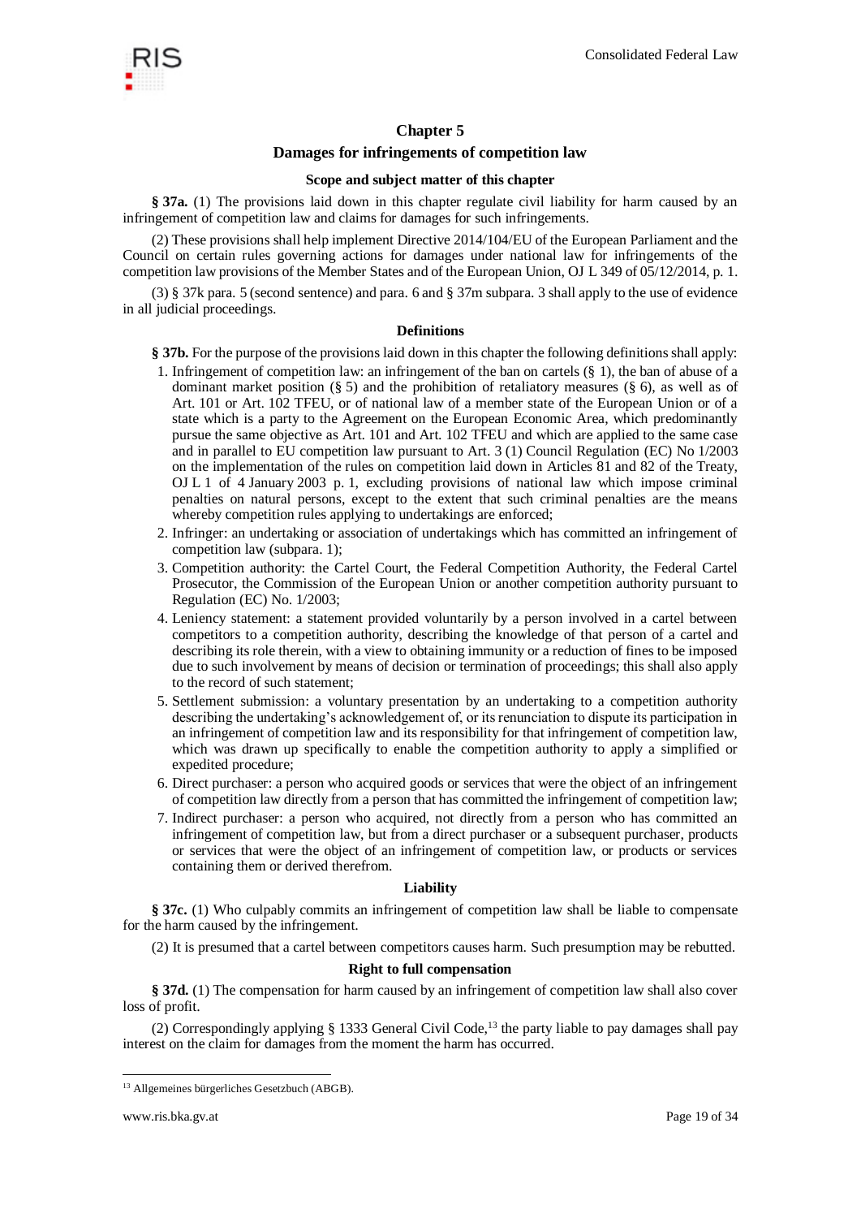## Chapter 5

## Damages for infringements of competition law

### Scope and subject matter of this chapter

**§ 37a.** (1) The provisions laid down in this chapter regulate civil liability for harm caused by an infringement of competition law and claims for damages for such infringements.

(2) These provisions shall help implement Directive 2014/104/EU of the European Parliament and the Council on certain rules governing actions for damages under national law for infringements of the competition law provisions of the Member States and of the European Union, OJ L 349 of 05/12/2014, p. 1.

(3) § 37k para. 5 (second sentence) and para. 6 and § 37m subpara. 3 shall apply to the use of evidence in all judicial proceedings.

### Definitions

**§ 37b.** For the purpose of the provisions laid down in this chapter the following definitions shall apply:

1. Infringement of competition law: an infringement of the ban on cartels (§ 1), the ban of abuse of a dominant market position (§ 5) and the prohibition of retaliatory measures (§ 6), as well as of Art. 101 or Art. 102 TFEU, or of national law of a member state of the European Union or of a state which is a party to the Agreement on the European Economic Area, which predominantly pursue the same objective as Art. 101 and Art. 102 TFEU and which are applied to the same case and in parallel to EU competition law pursuant to Art. 3 (1) Council Regulation (EC) No 1/2003 on the implementation of the rules on competition laid down in Articles 81 and 82 of the Treaty, OJ L 1 of 4 January 2003 p. 1, excluding provisions of national law which impose criminal penalties on natural persons, except to the extent that such criminal penalties are the means whereby competition rules applying to undertakings are enforced;
2. Infringer: an undertaking or association of undertakings which has committed an infringement of competition law (subpara. 1);
3. Competition authority: the Cartel Court, the Federal Competition Authority, the Federal Cartel Prosecutor, the Commission of the European Union or another competition authority pursuant to Regulation (EC) No. 1/2003;
4. Leniency statement: a statement provided voluntarily by a person involved in a cartel between competitors to a competition authority, describing the knowledge of that person of a cartel and describing its role therein, with a view to obtaining immunity or a reduction of fines to be imposed due to such involvement by means of decision or termination of proceedings; this shall also apply to the record of such statement;
5. Settlement submission: a voluntary presentation by an undertaking to a competition authority describing the undertaking's acknowledgement of, or its renunciation to dispute its participation in an infringement of competition law and its responsibility for that infringement of competition law, which was drawn up specifically to enable the competition authority to apply a simplified or expedited procedure;
6. Direct purchaser: a person who acquired goods or services that were the object of an infringement of competition law directly from a person that has committed the infringement of competition law;
7. Indirect purchaser: a person who acquired, not directly from a person who has committed an infringement of competition law, but from a direct purchaser or a subsequent purchaser, products or services that were the object of an infringement of competition law, or products or services containing them or derived therefrom.

### Liability

**§ 37c.** (1) Who culpably commits an infringement of competition law shall be liable to compensate for the harm caused by the infringement.

(2) It is presumed that a cartel between competitors causes harm. Such presumption may be rebutted.

### Right to full compensation

**§ 37d.** (1) The compensation for harm caused by an infringement of competition law shall also cover loss of profit.

(2) Correspondingly applying § 1333 General Civil Code,[13] the party liable to pay damages shall pay interest on the claim for damages from the moment the harm has occurred.

[13] Allgemeines bürgerliches Gesetzbuch (ABGB).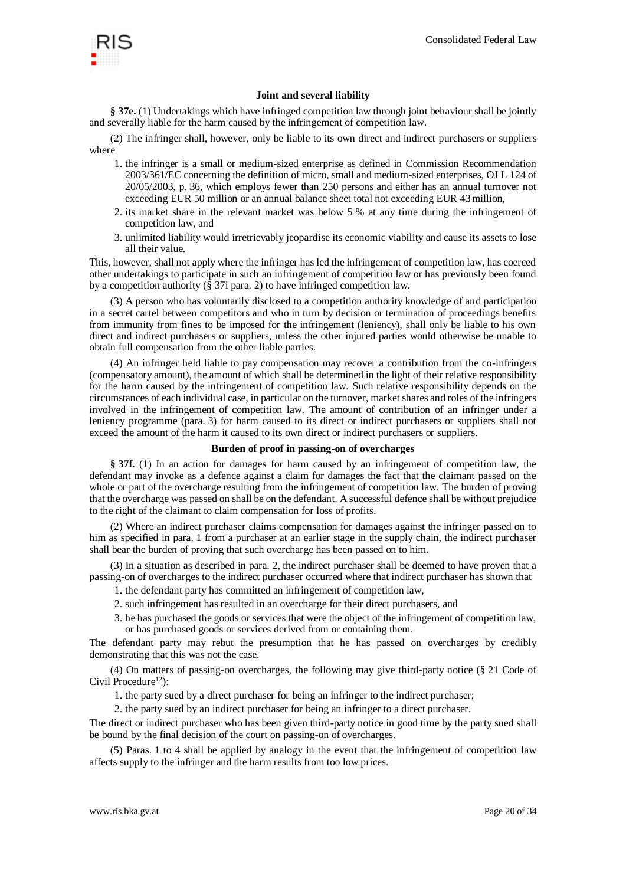### Joint and several liability

**§ 37e.** (1) Undertakings which have infringed competition law through joint behaviour shall be jointly and severally liable for the harm caused by the infringement of competition law.

(2) The infringer shall, however, only be liable to its own direct and indirect purchasers or suppliers where

1. the infringer is a small or medium-sized enterprise as defined in Commission Recommendation 2003/361/EC concerning the definition of micro, small and medium-sized enterprises, OJ L 124 of 20/05/2003, p. 36, which employs fewer than 250 persons and either has an annual turnover not exceeding EUR 50 million or an annual balance sheet total not exceeding EUR 43 million,
2. its market share in the relevant market was below 5 % at any time during the infringement of competition law, and
3. unlimited liability would irretrievably jeopardise its economic viability and cause its assets to lose all their value.

This, however, shall not apply where the infringer has led the infringement of competition law, has coerced other undertakings to participate in such an infringement of competition law or has previously been found by a competition authority (§ 37i para. 2) to have infringed competition law.

(3) A person who has voluntarily disclosed to a competition authority knowledge of and participation in a secret cartel between competitors and who in turn by decision or termination of proceedings benefits from immunity from fines to be imposed for the infringement (leniency), shall only be liable to his own direct and indirect purchasers or suppliers, unless the other injured parties would otherwise be unable to obtain full compensation from the other liable parties.

(4) An infringer held liable to pay compensation may recover a contribution from the co-infringers (compensatory amount), the amount of which shall be determined in the light of their relative responsibility for the harm caused by the infringement of competition law. Such relative responsibility depends on the circumstances of each individual case, in particular on the turnover, market shares and roles of the infringers involved in the infringement of competition law. The amount of contribution of an infringer under a leniency programme (para. 3) for harm caused to its direct or indirect purchasers or suppliers shall not exceed the amount of the harm it caused to its own direct or indirect purchasers or suppliers.

### Burden of proof in passing-on of overcharges

**§ 37f.** (1) In an action for damages for harm caused by an infringement of competition law, the defendant may invoke as a defence against a claim for damages the fact that the claimant passed on the whole or part of the overcharge resulting from the infringement of competition law. The burden of proving that the overcharge was passed on shall be on the defendant. A successful defence shall be without prejudice to the right of the claimant to claim compensation for loss of profits.

(2) Where an indirect purchaser claims compensation for damages against the infringer passed on to him as specified in para. 1 from a purchaser at an earlier stage in the supply chain, the indirect purchaser shall bear the burden of proving that such overcharge has been passed on to him.

(3) In a situation as described in para. 2, the indirect purchaser shall be deemed to have proven that a passing-on of overcharges to the indirect purchaser occurred where that indirect purchaser has shown that

1. the defendant party has committed an infringement of competition law,
2. such infringement has resulted in an overcharge for their direct purchasers, and
3. he has purchased the goods or services that were the object of the infringement of competition law, or has purchased goods or services derived from or containing them.

The defendant party may rebut the presumption that he has passed on overcharges by credibly demonstrating that this was not the case.

(4) On matters of passing-on overcharges, the following may give third-party notice (§ 21 Code of Civil Procedure[12]):

1. the party sued by a direct purchaser for being an infringer to the indirect purchaser;
2. the party sued by an indirect purchaser for being an infringer to a direct purchaser.

The direct or indirect purchaser who has been given third-party notice in good time by the party sued shall be bound by the final decision of the court on passing-on of overcharges.

(5) Paras. 1 to 4 shall be applied by analogy in the event that the infringement of competition law affects supply to the infringer and the harm results from too low prices.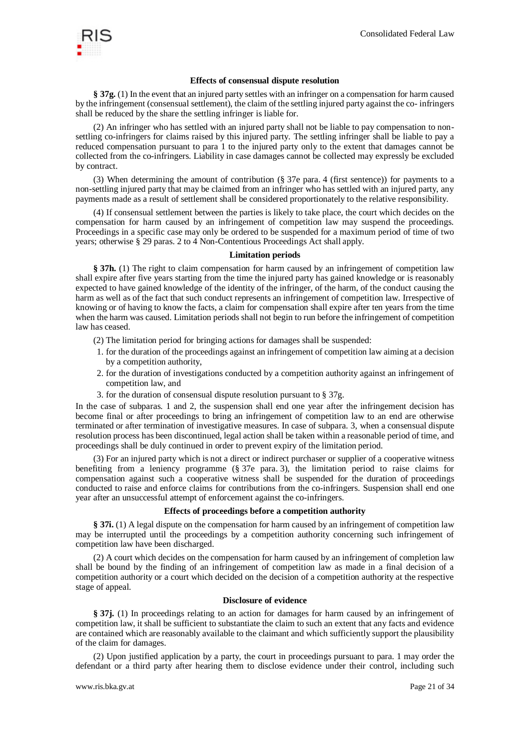### Effects of consensual dispute resolution

**§ 37g.** (1) In the event that an injured party settles with an infringer on a compensation for harm caused by the infringement (consensual settlement), the claim of the settling injured party against the co- infringers shall be reduced by the share the settling infringer is liable for.

(2) An infringer who has settled with an injured party shall not be liable to pay compensation to non-settling co-infringers for claims raised by this injured party. The settling infringer shall be liable to pay a reduced compensation pursuant to para 1 to the injured party only to the extent that damages cannot be collected from the co-infringers. Liability in case damages cannot be collected may expressly be excluded by contract.

(3) When determining the amount of contribution (§ 37e para. 4 (first sentence)) for payments to a non-settling injured party that may be claimed from an infringer who has settled with an injured party, any payments made as a result of settlement shall be considered proportionately to the relative responsibility.

(4) If consensual settlement between the parties is likely to take place, the court which decides on the compensation for harm caused by an infringement of competition law may suspend the proceedings. Proceedings in a specific case may only be ordered to be suspended for a maximum period of time of two years; otherwise § 29 paras. 2 to 4 Non-Contentious Proceedings Act shall apply.

### Limitation periods

**§ 37h.** (1) The right to claim compensation for harm caused by an infringement of competition law shall expire after five years starting from the time the injured party has gained knowledge or is reasonably expected to have gained knowledge of the identity of the infringer, of the harm, of the conduct causing the harm as well as of the fact that such conduct represents an infringement of competition law. Irrespective of knowing or of having to know the facts, a claim for compensation shall expire after ten years from the time when the harm was caused. Limitation periods shall not begin to run before the infringement of competition law has ceased.

(2) The limitation period for bringing actions for damages shall be suspended:

1. for the duration of the proceedings against an infringement of competition law aiming at a decision by a competition authority,
2. for the duration of investigations conducted by a competition authority against an infringement of competition law, and
3. for the duration of consensual dispute resolution pursuant to § 37g.

In the case of subparas. 1 and 2, the suspension shall end one year after the infringement decision has become final or after proceedings to bring an infringement of competition law to an end are otherwise terminated or after termination of investigative measures. In case of subpara. 3, when a consensual dispute resolution process has been discontinued, legal action shall be taken within a reasonable period of time, and proceedings shall be duly continued in order to prevent expiry of the limitation period.

(3) For an injured party which is not a direct or indirect purchaser or supplier of a cooperative witness benefiting from a leniency programme (§ 37e para. 3), the limitation period to raise claims for compensation against such a cooperative witness shall be suspended for the duration of proceedings conducted to raise and enforce claims for contributions from the co-infringers. Suspension shall end one year after an unsuccessful attempt of enforcement against the co-infringers.

### Effects of proceedings before a competition authority

**§ 37i.** (1) A legal dispute on the compensation for harm caused by an infringement of competition law may be interrupted until the proceedings by a competition authority concerning such infringement of competition law have been discharged.

(2) A court which decides on the compensation for harm caused by an infringement of completion law shall be bound by the finding of an infringement of competition law as made in a final decision of a competition authority or a court which decided on the decision of a competition authority at the respective stage of appeal.

### Disclosure of evidence

**§ 37j.** (1) In proceedings relating to an action for damages for harm caused by an infringement of competition law, it shall be sufficient to substantiate the claim to such an extent that any facts and evidence are contained which are reasonably available to the claimant and which sufficiently support the plausibility of the claim for damages.

(2) Upon justified application by a party, the court in proceedings pursuant to para. 1 may order the defendant or a third party after hearing them to disclose evidence under their control, including such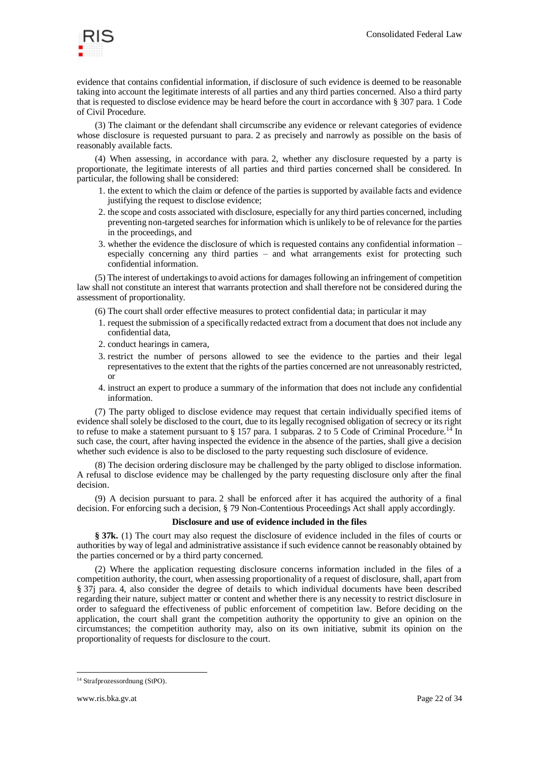evidence that contains confidential information, if disclosure of such evidence is deemed to be reasonable taking into account the legitimate interests of all parties and any third parties concerned. Also a third party that is requested to disclose evidence may be heard before the court in accordance with § 307 para. 1 Code of Civil Procedure.

(3) The claimant or the defendant shall circumscribe any evidence or relevant categories of evidence whose disclosure is requested pursuant to para. 2 as precisely and narrowly as possible on the basis of reasonably available facts.

(4) When assessing, in accordance with para. 2, whether any disclosure requested by a party is proportionate, the legitimate interests of all parties and third parties concerned shall be considered. In particular, the following shall be considered:

1. the extent to which the claim or defence of the parties is supported by available facts and evidence justifying the request to disclose evidence;
2. the scope and costs associated with disclosure, especially for any third parties concerned, including preventing non-targeted searches for information which is unlikely to be of relevance for the parties in the proceedings, and
3. whether the evidence the disclosure of which is requested contains any confidential information – especially concerning any third parties – and what arrangements exist for protecting such confidential information.

(5) The interest of undertakings to avoid actions for damages following an infringement of competition law shall not constitute an interest that warrants protection and shall therefore not be considered during the assessment of proportionality.

(6) The court shall order effective measures to protect confidential data; in particular it may

1. request the submission of a specifically redacted extract from a document that does not include any confidential data,
2. conduct hearings in camera,
3. restrict the number of persons allowed to see the evidence to the parties and their legal representatives to the extent that the rights of the parties concerned are not unreasonably restricted, or
4. instruct an expert to produce a summary of the information that does not include any confidential information.

(7) The party obliged to disclose evidence may request that certain individually specified items of evidence shall solely be disclosed to the court, due to its legally recognised obligation of secrecy or its right to refuse to make a statement pursuant to § 157 para. 1 subparas. 2 to 5 Code of Criminal Procedure.[14] In such case, the court, after having inspected the evidence in the absence of the parties, shall give a decision whether such evidence is also to be disclosed to the party requesting such disclosure of evidence.

(8) The decision ordering disclosure may be challenged by the party obliged to disclose information. A refusal to disclose evidence may be challenged by the party requesting disclosure only after the final decision.

(9) A decision pursuant to para. 2 shall be enforced after it has acquired the authority of a final decision. For enforcing such a decision, § 79 Non-Contentious Proceedings Act shall apply accordingly.

**Disclosure and use of evidence included in the files**

**§ 37k.** (1) The court may also request the disclosure of evidence included in the files of courts or authorities by way of legal and administrative assistance if such evidence cannot be reasonably obtained by the parties concerned or by a third party concerned.

(2) Where the application requesting disclosure concerns information included in the files of a competition authority, the court, when assessing proportionality of a request of disclosure, shall, apart from § 37j para. 4, also consider the degree of details to which individual documents have been described regarding their nature, subject matter or content and whether there is any necessity to restrict disclosure in order to safeguard the effectiveness of public enforcement of competition law. Before deciding on the application, the court shall grant the competition authority the opportunity to give an opinion on the circumstances; the competition authority may, also on its own initiative, submit its opinion on the proportionality of requests for disclosure to the court.

---

[14] Strafprozessordnung (StPO).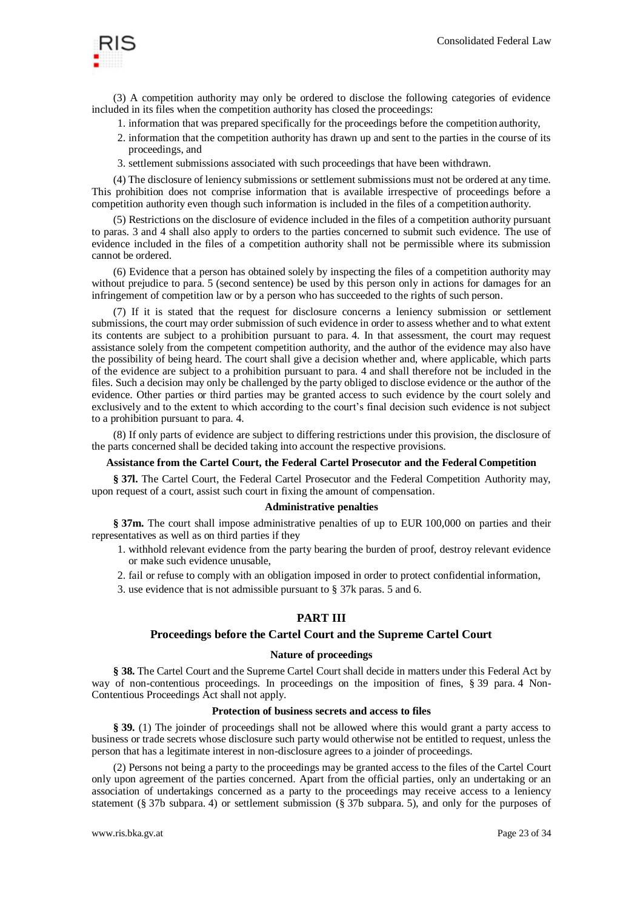(3) A competition authority may only be ordered to disclose the following categories of evidence included in its files when the competition authority has closed the proceedings:

1. information that was prepared specifically for the proceedings before the competition authority,
2. information that the competition authority has drawn up and sent to the parties in the course of its proceedings, and
3. settlement submissions associated with such proceedings that have been withdrawn.

(4) The disclosure of leniency submissions or settlement submissions must not be ordered at any time. This prohibition does not comprise information that is available irrespective of proceedings before a competition authority even though such information is included in the files of a competition authority.

(5) Restrictions on the disclosure of evidence included in the files of a competition authority pursuant to paras. 3 and 4 shall also apply to orders to the parties concerned to submit such evidence. The use of evidence included in the files of a competition authority shall not be permissible where its submission cannot be ordered.

(6) Evidence that a person has obtained solely by inspecting the files of a competition authority may without prejudice to para. 5 (second sentence) be used by this person only in actions for damages for an infringement of competition law or by a person who has succeeded to the rights of such person.

(7) If it is stated that the request for disclosure concerns a leniency submission or settlement submissions, the court may order submission of such evidence in order to assess whether and to what extent its contents are subject to a prohibition pursuant to para. 4. In that assessment, the court may request assistance solely from the competent competition authority, and the author of the evidence may also have the possibility of being heard. The court shall give a decision whether and, where applicable, which parts of the evidence are subject to a prohibition pursuant to para. 4 and shall therefore not be included in the files. Such a decision may only be challenged by the party obliged to disclose evidence or the author of the evidence. Other parties or third parties may be granted access to such evidence by the court solely and exclusively and to the extent to which according to the court's final decision such evidence is not subject to a prohibition pursuant to para. 4.

(8) If only parts of evidence are subject to differing restrictions under this provision, the disclosure of the parts concerned shall be decided taking into account the respective provisions.

**Assistance from the Cartel Court, the Federal Cartel Prosecutor and the Federal Competition**

**§ 37l.** The Cartel Court, the Federal Cartel Prosecutor and the Federal Competition Authority may, upon request of a court, assist such court in fixing the amount of compensation.

**Administrative penalties**

**§ 37m.** The court shall impose administrative penalties of up to EUR 100,000 on parties and their representatives as well as on third parties if they

1. withhold relevant evidence from the party bearing the burden of proof, destroy relevant evidence or make such evidence unusable,
2. fail or refuse to comply with an obligation imposed in order to protect confidential information,
3. use evidence that is not admissible pursuant to § 37k paras. 5 and 6.

## PART III

## Proceedings before the Cartel Court and the Supreme Cartel Court

**Nature of proceedings**

**§ 38.** The Cartel Court and the Supreme Cartel Court shall decide in matters under this Federal Act by way of non-contentious proceedings. In proceedings on the imposition of fines, § 39 para. 4 Non-Contentious Proceedings Act shall not apply.

**Protection of business secrets and access to files**

**§ 39.** (1) The joinder of proceedings shall not be allowed where this would grant a party access to business or trade secrets whose disclosure such party would otherwise not be entitled to request, unless the person that has a legitimate interest in non-disclosure agrees to a joinder of proceedings.

(2) Persons not being a party to the proceedings may be granted access to the files of the Cartel Court only upon agreement of the parties concerned. Apart from the official parties, only an undertaking or an association of undertakings concerned as a party to the proceedings may receive access to a leniency statement (§ 37b subpara. 4) or settlement submission (§ 37b subpara. 5), and only for the purposes of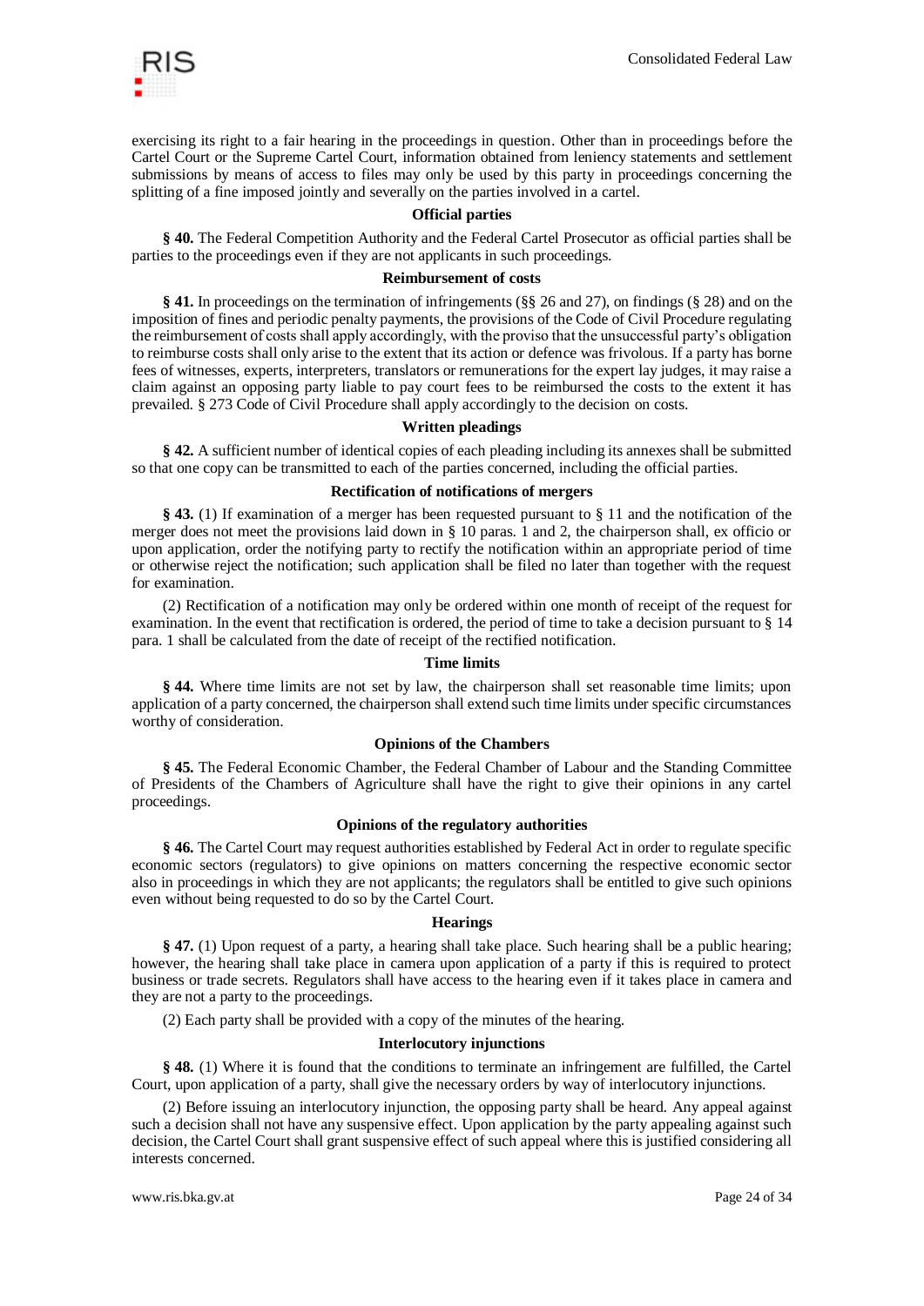exercising its right to a fair hearing in the proceedings in question. Other than in proceedings before the Cartel Court or the Supreme Cartel Court, information obtained from leniency statements and settlement submissions by means of access to files may only be used by this party in proceedings concerning the splitting of a fine imposed jointly and severally on the parties involved in a cartel.

#### Official parties

**§ 40.** The Federal Competition Authority and the Federal Cartel Prosecutor as official parties shall be parties to the proceedings even if they are not applicants in such proceedings.

#### Reimbursement of costs

**§ 41.** In proceedings on the termination of infringements (§§ 26 and 27), on findings (§ 28) and on the imposition of fines and periodic penalty payments, the provisions of the Code of Civil Procedure regulating the reimbursement of costs shall apply accordingly, with the proviso that the unsuccessful party's obligation to reimburse costs shall only arise to the extent that its action or defence was frivolous. If a party has borne fees of witnesses, experts, interpreters, translators or remunerations for the expert lay judges, it may raise a claim against an opposing party liable to pay court fees to be reimbursed the costs to the extent it has prevailed. § 273 Code of Civil Procedure shall apply accordingly to the decision on costs.

#### Written pleadings

**§ 42.** A sufficient number of identical copies of each pleading including its annexes shall be submitted so that one copy can be transmitted to each of the parties concerned, including the official parties.

#### Rectification of notifications of mergers

**§ 43.** (1) If examination of a merger has been requested pursuant to § 11 and the notification of the merger does not meet the provisions laid down in § 10 paras. 1 and 2, the chairperson shall, ex officio or upon application, order the notifying party to rectify the notification within an appropriate period of time or otherwise reject the notification; such application shall be filed no later than together with the request for examination.

(2) Rectification of a notification may only be ordered within one month of receipt of the request for examination. In the event that rectification is ordered, the period of time to take a decision pursuant to § 14 para. 1 shall be calculated from the date of receipt of the rectified notification.

#### Time limits

**§ 44.** Where time limits are not set by law, the chairperson shall set reasonable time limits; upon application of a party concerned, the chairperson shall extend such time limits under specific circumstances worthy of consideration.

#### Opinions of the Chambers

**§ 45.** The Federal Economic Chamber, the Federal Chamber of Labour and the Standing Committee of Presidents of the Chambers of Agriculture shall have the right to give their opinions in any cartel proceedings.

#### Opinions of the regulatory authorities

**§ 46.** The Cartel Court may request authorities established by Federal Act in order to regulate specific economic sectors (regulators) to give opinions on matters concerning the respective economic sector also in proceedings in which they are not applicants; the regulators shall be entitled to give such opinions even without being requested to do so by the Cartel Court.

#### Hearings

**§ 47.** (1) Upon request of a party, a hearing shall take place. Such hearing shall be a public hearing; however, the hearing shall take place in camera upon application of a party if this is required to protect business or trade secrets. Regulators shall have access to the hearing even if it takes place in camera and they are not a party to the proceedings.

(2) Each party shall be provided with a copy of the minutes of the hearing.

#### Interlocutory injunctions

**§ 48.** (1) Where it is found that the conditions to terminate an infringement are fulfilled, the Cartel Court, upon application of a party, shall give the necessary orders by way of interlocutory injunctions.

(2) Before issuing an interlocutory injunction, the opposing party shall be heard. Any appeal against such a decision shall not have any suspensive effect. Upon application by the party appealing against such decision, the Cartel Court shall grant suspensive effect of such appeal where this is justified considering all interests concerned.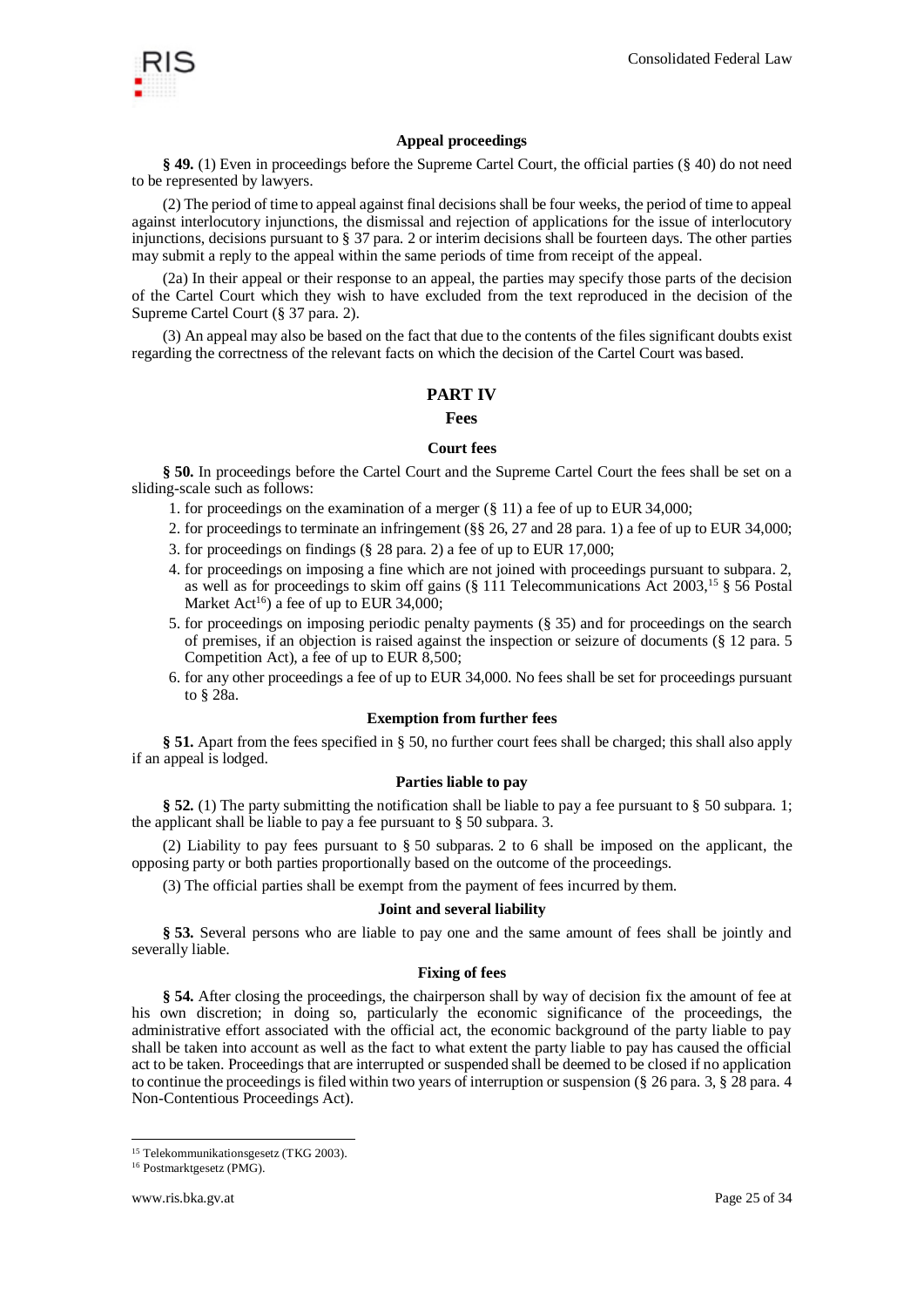### Appeal proceedings

**§ 49.** (1) Even in proceedings before the Supreme Cartel Court, the official parties (§ 40) do not need to be represented by lawyers.

(2) The period of time to appeal against final decisions shall be four weeks, the period of time to appeal against interlocutory injunctions, the dismissal and rejection of applications for the issue of interlocutory injunctions, decisions pursuant to § 37 para. 2 or interim decisions shall be fourteen days. The other parties may submit a reply to the appeal within the same periods of time from receipt of the appeal.

(2a) In their appeal or their response to an appeal, the parties may specify those parts of the decision of the Cartel Court which they wish to have excluded from the text reproduced in the decision of the Supreme Cartel Court (§ 37 para. 2).

(3) An appeal may also be based on the fact that due to the contents of the files significant doubts exist regarding the correctness of the relevant facts on which the decision of the Cartel Court was based.

## PART IV

## Fees

### Court fees

**§ 50.** In proceedings before the Cartel Court and the Supreme Cartel Court the fees shall be set on a sliding-scale such as follows:

1. for proceedings on the examination of a merger (§ 11) a fee of up to EUR 34,000;
2. for proceedings to terminate an infringement (§§ 26, 27 and 28 para. 1) a fee of up to EUR 34,000;
3. for proceedings on findings (§ 28 para. 2) a fee of up to EUR 17,000;
4. for proceedings on imposing a fine which are not joined with proceedings pursuant to subpara. 2, as well as for proceedings to skim off gains (§ 111 Telecommunications Act 2003,[15] § 56 Postal Market Act[16]) a fee of up to EUR 34,000;
5. for proceedings on imposing periodic penalty payments (§ 35) and for proceedings on the search of premises, if an objection is raised against the inspection or seizure of documents (§ 12 para. 5 Competition Act), a fee of up to EUR 8,500;
6. for any other proceedings a fee of up to EUR 34,000. No fees shall be set for proceedings pursuant to § 28a.

### Exemption from further fees

**§ 51.** Apart from the fees specified in § 50, no further court fees shall be charged; this shall also apply if an appeal is lodged.

### Parties liable to pay

**§ 52.** (1) The party submitting the notification shall be liable to pay a fee pursuant to § 50 subpara. 1; the applicant shall be liable to pay a fee pursuant to § 50 subpara. 3.

(2) Liability to pay fees pursuant to § 50 subparas. 2 to 6 shall be imposed on the applicant, the opposing party or both parties proportionally based on the outcome of the proceedings.

(3) The official parties shall be exempt from the payment of fees incurred by them.

### Joint and several liability

**§ 53.** Several persons who are liable to pay one and the same amount of fees shall be jointly and severally liable.

### Fixing of fees

**§ 54.** After closing the proceedings, the chairperson shall by way of decision fix the amount of fee at his own discretion; in doing so, particularly the economic significance of the proceedings, the administrative effort associated with the official act, the economic background of the party liable to pay shall be taken into account as well as the fact to what extent the party liable to pay has caused the official act to be taken. Proceedings that are interrupted or suspended shall be deemed to be closed if no application to continue the proceedings is filed within two years of interruption or suspension (§ 26 para. 3, § 28 para. 4 Non-Contentious Proceedings Act).

---

[15] Telekommunikationsgesetz (TKG 2003).

[16] Postmarktgesetz (PMG).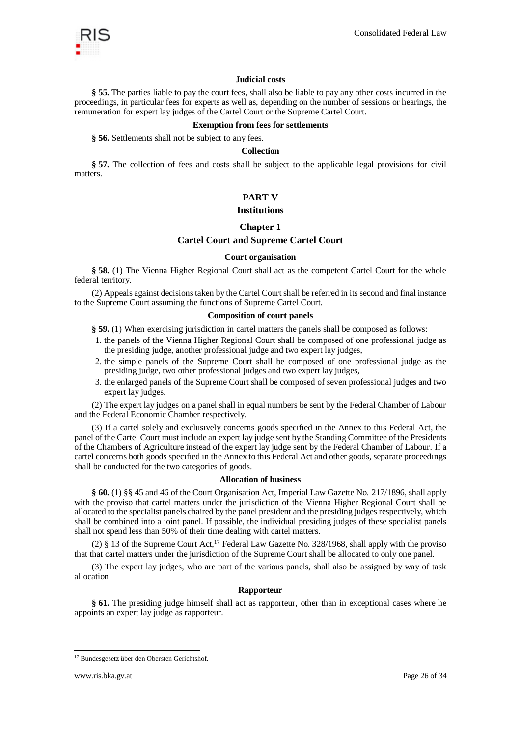#### Judicial costs

**§ 55.** The parties liable to pay the court fees, shall also be liable to pay any other costs incurred in the proceedings, in particular fees for experts as well as, depending on the number of sessions or hearings, the remuneration for expert lay judges of the Cartel Court or the Supreme Cartel Court.

#### Exemption from fees for settlements

**§ 56.** Settlements shall not be subject to any fees.

#### Collection

**§ 57.** The collection of fees and costs shall be subject to the applicable legal provisions for civil matters.

# PART V

# Institutions

## Chapter 1

## Cartel Court and Supreme Cartel Court

#### Court organisation

**§ 58.** (1) The Vienna Higher Regional Court shall act as the competent Cartel Court for the whole federal territory.

(2) Appeals against decisions taken by the Cartel Court shall be referred in its second and final instance to the Supreme Court assuming the functions of Supreme Cartel Court.

#### Composition of court panels

**§ 59.** (1) When exercising jurisdiction in cartel matters the panels shall be composed as follows:

1. the panels of the Vienna Higher Regional Court shall be composed of one professional judge as the presiding judge, another professional judge and two expert lay judges,
2. the simple panels of the Supreme Court shall be composed of one professional judge as the presiding judge, two other professional judges and two expert lay judges,
3. the enlarged panels of the Supreme Court shall be composed of seven professional judges and two expert lay judges.

(2) The expert lay judges on a panel shall in equal numbers be sent by the Federal Chamber of Labour and the Federal Economic Chamber respectively.

(3) If a cartel solely and exclusively concerns goods specified in the Annex to this Federal Act, the panel of the Cartel Court must include an expert lay judge sent by the Standing Committee of the Presidents of the Chambers of Agriculture instead of the expert lay judge sent by the Federal Chamber of Labour. If a cartel concerns both goods specified in the Annex to this Federal Act and other goods, separate proceedings shall be conducted for the two categories of goods.

#### Allocation of business

**§ 60.** (1) §§ 45 and 46 of the Court Organisation Act, Imperial Law Gazette No. 217/1896, shall apply with the proviso that cartel matters under the jurisdiction of the Vienna Higher Regional Court shall be allocated to the specialist panels chaired by the panel president and the presiding judges respectively, which shall be combined into a joint panel. If possible, the individual presiding judges of these specialist panels shall not spend less than 50% of their time dealing with cartel matters.

(2) § 13 of the Supreme Court Act,[17] Federal Law Gazette No. 328/1968, shall apply with the proviso that cartel matters under the jurisdiction of the Supreme Court shall be allocated to only one panel.

(3) The expert lay judges, who are part of the various panels, shall also be assigned by way of task allocation.

#### Rapporteur

**§ 61.** The presiding judge himself shall act as rapporteur, other than in exceptional cases where he appoints an expert lay judge as rapporteur.

---

[17] Bundesgesetz über den Obersten Gerichtshof.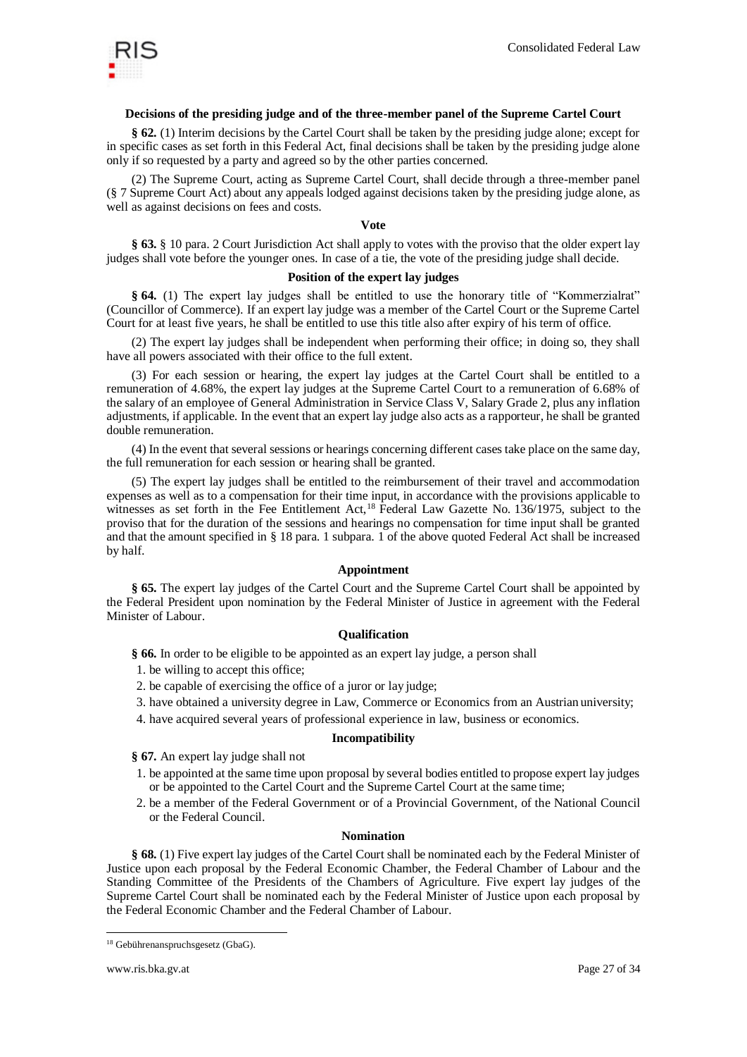### Decisions of the presiding judge and of the three-member panel of the Supreme Cartel Court

**§ 62.** (1) Interim decisions by the Cartel Court shall be taken by the presiding judge alone; except for in specific cases as set forth in this Federal Act, final decisions shall be taken by the presiding judge alone only if so requested by a party and agreed so by the other parties concerned.

(2) The Supreme Court, acting as Supreme Cartel Court, shall decide through a three-member panel (§ 7 Supreme Court Act) about any appeals lodged against decisions taken by the presiding judge alone, as well as against decisions on fees and costs.

### Vote

**§ 63.** § 10 para. 2 Court Jurisdiction Act shall apply to votes with the proviso that the older expert lay judges shall vote before the younger ones. In case of a tie, the vote of the presiding judge shall decide.

### Position of the expert lay judges

**§ 64.** (1) The expert lay judges shall be entitled to use the honorary title of "Kommerzialrat" (Councillor of Commerce). If an expert lay judge was a member of the Cartel Court or the Supreme Cartel Court for at least five years, he shall be entitled to use this title also after expiry of his term of office.

(2) The expert lay judges shall be independent when performing their office; in doing so, they shall have all powers associated with their office to the full extent.

(3) For each session or hearing, the expert lay judges at the Cartel Court shall be entitled to a remuneration of 4.68%, the expert lay judges at the Supreme Cartel Court to a remuneration of 6.68% of the salary of an employee of General Administration in Service Class V, Salary Grade 2, plus any inflation adjustments, if applicable. In the event that an expert lay judge also acts as a rapporteur, he shall be granted double remuneration.

(4) In the event that several sessions or hearings concerning different cases take place on the same day, the full remuneration for each session or hearing shall be granted.

(5) The expert lay judges shall be entitled to the reimbursement of their travel and accommodation expenses as well as to a compensation for their time input, in accordance with the provisions applicable to witnesses as set forth in the Fee Entitlement Act,[18] Federal Law Gazette No. 136/1975, subject to the proviso that for the duration of the sessions and hearings no compensation for time input shall be granted and that the amount specified in § 18 para. 1 subpara. 1 of the above quoted Federal Act shall be increased by half.

### Appointment

**§ 65.** The expert lay judges of the Cartel Court and the Supreme Cartel Court shall be appointed by the Federal President upon nomination by the Federal Minister of Justice in agreement with the Federal Minister of Labour.

### Qualification

**§ 66.** In order to be eligible to be appointed as an expert lay judge, a person shall

1. be willing to accept this office;
2. be capable of exercising the office of a juror or lay judge;
3. have obtained a university degree in Law, Commerce or Economics from an Austrian university;
4. have acquired several years of professional experience in law, business or economics.

### Incompatibility

**§ 67.** An expert lay judge shall not

1. be appointed at the same time upon proposal by several bodies entitled to propose expert lay judges or be appointed to the Cartel Court and the Supreme Cartel Court at the same time;
2. be a member of the Federal Government or of a Provincial Government, of the National Council or the Federal Council.

### Nomination

**§ 68.** (1) Five expert lay judges of the Cartel Court shall be nominated each by the Federal Minister of Justice upon each proposal by the Federal Economic Chamber, the Federal Chamber of Labour and the Standing Committee of the Presidents of the Chambers of Agriculture. Five expert lay judges of the Supreme Cartel Court shall be nominated each by the Federal Minister of Justice upon each proposal by the Federal Economic Chamber and the Federal Chamber of Labour.

---

[18] Gebührenanspruchsgesetz (GbaG).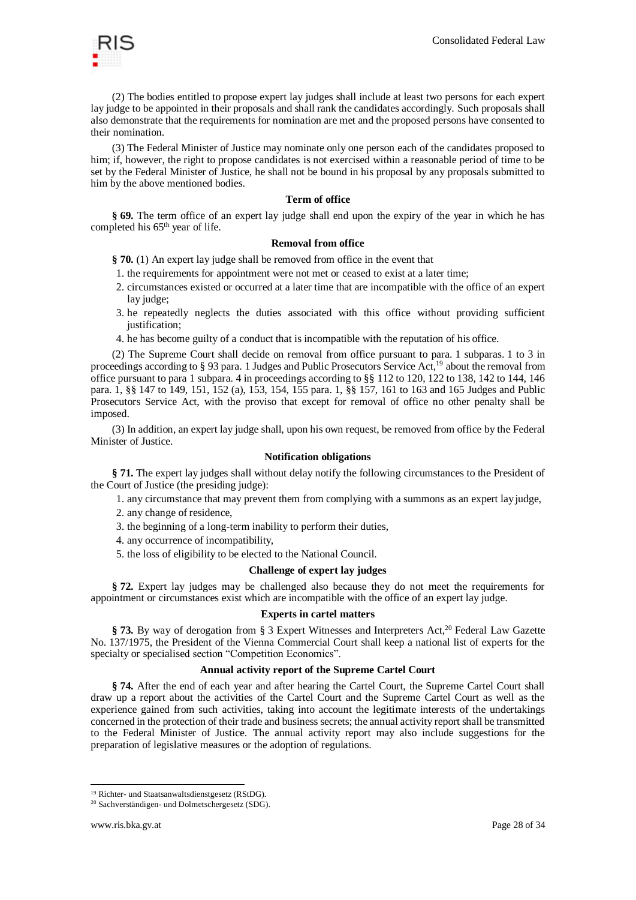(2) The bodies entitled to propose expert lay judges shall include at least two persons for each expert lay judge to be appointed in their proposals and shall rank the candidates accordingly. Such proposals shall also demonstrate that the requirements for nomination are met and the proposed persons have consented to their nomination.

(3) The Federal Minister of Justice may nominate only one person each of the candidates proposed to him; if, however, the right to propose candidates is not exercised within a reasonable period of time to be set by the Federal Minister of Justice, he shall not be bound in his proposal by any proposals submitted to him by the above mentioned bodies.

#### Term of office

**§ 69.** The term office of an expert lay judge shall end upon the expiry of the year in which he has completed his 65th year of life.

#### Removal from office

**§ 70.** (1) An expert lay judge shall be removed from office in the event that

1. the requirements for appointment were not met or ceased to exist at a later time;
2. circumstances existed or occurred at a later time that are incompatible with the office of an expert lay judge;
3. he repeatedly neglects the duties associated with this office without providing sufficient justification;
4. he has become guilty of a conduct that is incompatible with the reputation of his office.

(2) The Supreme Court shall decide on removal from office pursuant to para. 1 subparas. 1 to 3 in proceedings according to § 93 para. 1 Judges and Public Prosecutors Service Act,[19] about the removal from office pursuant to para 1 subpara. 4 in proceedings according to §§ 112 to 120, 122 to 138, 142 to 144, 146 para. 1, §§ 147 to 149, 151, 152 (a), 153, 154, 155 para. 1, §§ 157, 161 to 163 and 165 Judges and Public Prosecutors Service Act, with the proviso that except for removal of office no other penalty shall be imposed.

(3) In addition, an expert lay judge shall, upon his own request, be removed from office by the Federal Minister of Justice.

#### Notification obligations

**§ 71.** The expert lay judges shall without delay notify the following circumstances to the President of the Court of Justice (the presiding judge):

1. any circumstance that may prevent them from complying with a summons as an expert lay judge,
2. any change of residence,
3. the beginning of a long-term inability to perform their duties,
4. any occurrence of incompatibility,
5. the loss of eligibility to be elected to the National Council.

#### Challenge of expert lay judges

**§ 72.** Expert lay judges may be challenged also because they do not meet the requirements for appointment or circumstances exist which are incompatible with the office of an expert lay judge.

#### Experts in cartel matters

**§ 73.** By way of derogation from § 3 Expert Witnesses and Interpreters Act,[20] Federal Law Gazette No. 137/1975, the President of the Vienna Commercial Court shall keep a national list of experts for the specialty or specialised section "Competition Economics".

#### Annual activity report of the Supreme Cartel Court

**§ 74.** After the end of each year and after hearing the Cartel Court, the Supreme Cartel Court shall draw up a report about the activities of the Cartel Court and the Supreme Cartel Court as well as the experience gained from such activities, taking into account the legitimate interests of the undertakings concerned in the protection of their trade and business secrets; the annual activity report shall be transmitted to the Federal Minister of Justice. The annual activity report may also include suggestions for the preparation of legislative measures or the adoption of regulations.

---

[19] Richter- und Staatsanwaltsdienstgesetz (RStDG).

[20] Sachverständigen- und Dolmetschergesetz (SDG).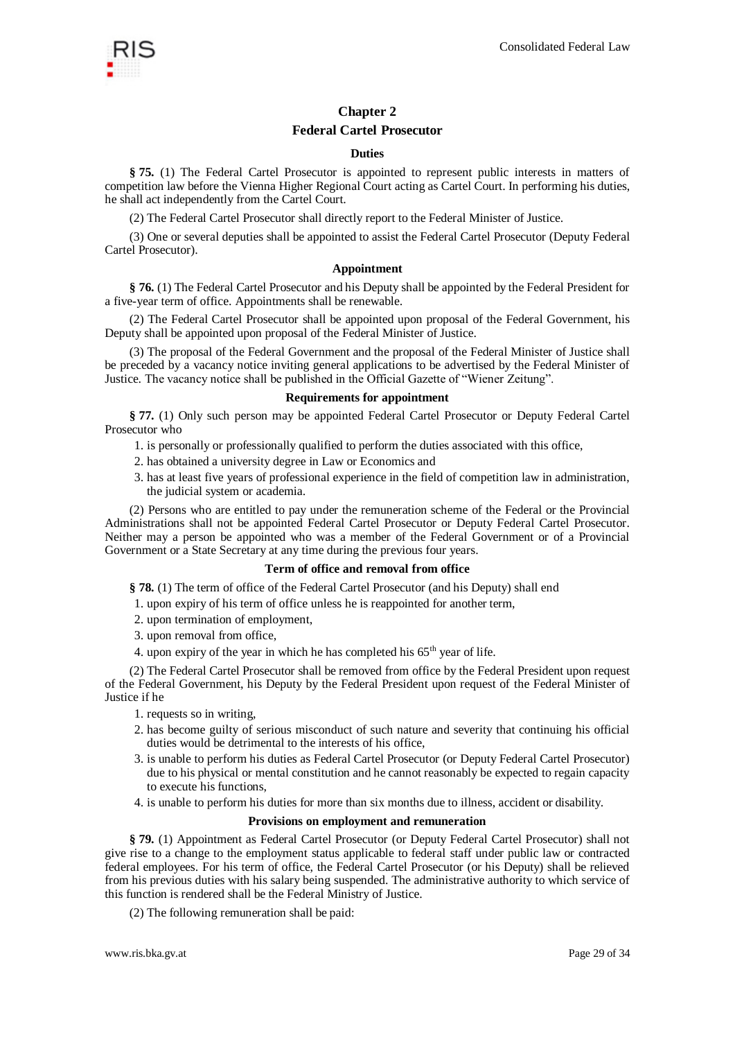## Chapter 2

## Federal Cartel Prosecutor

### Duties

**§ 75.** (1) The Federal Cartel Prosecutor is appointed to represent public interests in matters of competition law before the Vienna Higher Regional Court acting as Cartel Court. In performing his duties, he shall act independently from the Cartel Court.

(2) The Federal Cartel Prosecutor shall directly report to the Federal Minister of Justice.

(3) One or several deputies shall be appointed to assist the Federal Cartel Prosecutor (Deputy Federal Cartel Prosecutor).

### Appointment

**§ 76.** (1) The Federal Cartel Prosecutor and his Deputy shall be appointed by the Federal President for a five-year term of office. Appointments shall be renewable.

(2) The Federal Cartel Prosecutor shall be appointed upon proposal of the Federal Government, his Deputy shall be appointed upon proposal of the Federal Minister of Justice.

(3) The proposal of the Federal Government and the proposal of the Federal Minister of Justice shall be preceded by a vacancy notice inviting general applications to be advertised by the Federal Minister of Justice. The vacancy notice shall be published in the Official Gazette of "Wiener Zeitung".

### Requirements for appointment

**§ 77.** (1) Only such person may be appointed Federal Cartel Prosecutor or Deputy Federal Cartel Prosecutor who

1. is personally or professionally qualified to perform the duties associated with this office,
2. has obtained a university degree in Law or Economics and
3. has at least five years of professional experience in the field of competition law in administration, the judicial system or academia.

(2) Persons who are entitled to pay under the remuneration scheme of the Federal or the Provincial Administrations shall not be appointed Federal Cartel Prosecutor or Deputy Federal Cartel Prosecutor. Neither may a person be appointed who was a member of the Federal Government or of a Provincial Government or a State Secretary at any time during the previous four years.

### Term of office and removal from office

**§ 78.** (1) The term of office of the Federal Cartel Prosecutor (and his Deputy) shall end

1. upon expiry of his term of office unless he is reappointed for another term,
2. upon termination of employment,
3. upon removal from office,
4. upon expiry of the year in which he has completed his 65th year of life.

(2) The Federal Cartel Prosecutor shall be removed from office by the Federal President upon request of the Federal Government, his Deputy by the Federal President upon request of the Federal Minister of Justice if he

1. requests so in writing,
2. has become guilty of serious misconduct of such nature and severity that continuing his official duties would be detrimental to the interests of his office,
3. is unable to perform his duties as Federal Cartel Prosecutor (or Deputy Federal Cartel Prosecutor) due to his physical or mental constitution and he cannot reasonably be expected to regain capacity to execute his functions,
4. is unable to perform his duties for more than six months due to illness, accident or disability.

### Provisions on employment and remuneration

**§ 79.** (1) Appointment as Federal Cartel Prosecutor (or Deputy Federal Cartel Prosecutor) shall not give rise to a change to the employment status applicable to federal staff under public law or contracted federal employees. For his term of office, the Federal Cartel Prosecutor (or his Deputy) shall be relieved from his previous duties with his salary being suspended. The administrative authority to which service of this function is rendered shall be the Federal Ministry of Justice.

(2) The following remuneration shall be paid: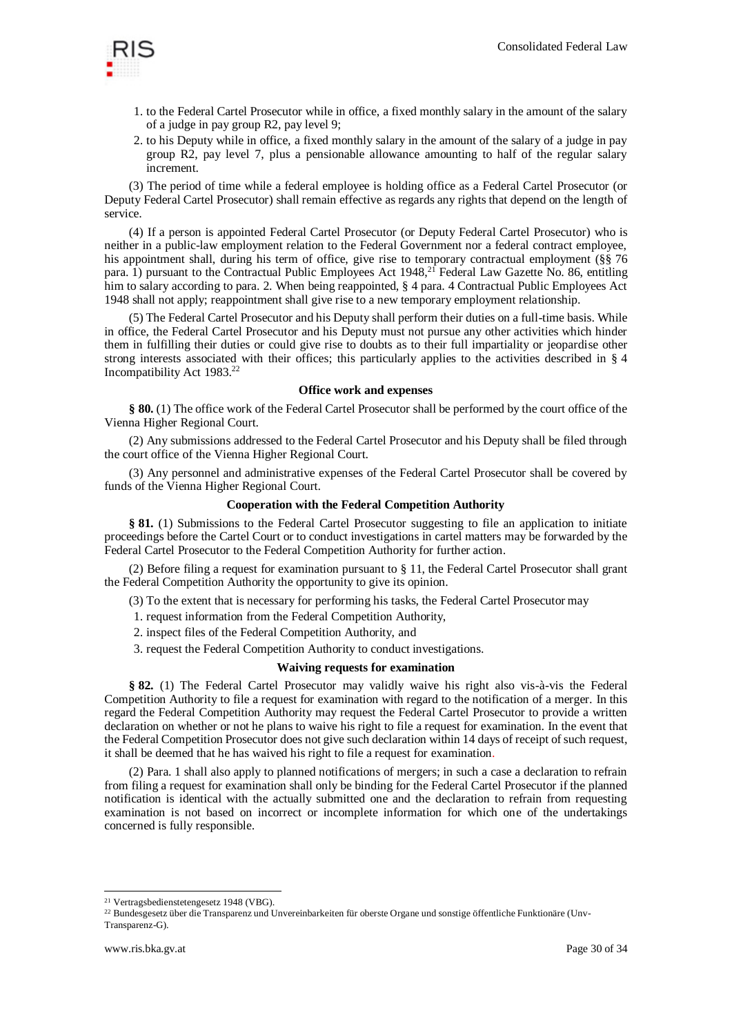1. to the Federal Cartel Prosecutor while in office, a fixed monthly salary in the amount of the salary of a judge in pay group R2, pay level 9;
2. to his Deputy while in office, a fixed monthly salary in the amount of the salary of a judge in pay group R2, pay level 7, plus a pensionable allowance amounting to half of the regular salary increment.

(3) The period of time while a federal employee is holding office as a Federal Cartel Prosecutor (or Deputy Federal Cartel Prosecutor) shall remain effective as regards any rights that depend on the length of service.

(4) If a person is appointed Federal Cartel Prosecutor (or Deputy Federal Cartel Prosecutor) who is neither in a public-law employment relation to the Federal Government nor a federal contract employee, his appointment shall, during his term of office, give rise to temporary contractual employment (§§ 76 para. 1) pursuant to the Contractual Public Employees Act 1948,[21] Federal Law Gazette No. 86, entitling him to salary according to para. 2. When being reappointed, § 4 para. 4 Contractual Public Employees Act 1948 shall not apply; reappointment shall give rise to a new temporary employment relationship.

(5) The Federal Cartel Prosecutor and his Deputy shall perform their duties on a full-time basis. While in office, the Federal Cartel Prosecutor and his Deputy must not pursue any other activities which hinder them in fulfilling their duties or could give rise to doubts as to their full impartiality or jeopardise other strong interests associated with their offices; this particularly applies to the activities described in § 4 Incompatibility Act 1983.[22]

### Office work and expenses

**§ 80.** (1) The office work of the Federal Cartel Prosecutor shall be performed by the court office of the Vienna Higher Regional Court.

(2) Any submissions addressed to the Federal Cartel Prosecutor and his Deputy shall be filed through the court office of the Vienna Higher Regional Court.

(3) Any personnel and administrative expenses of the Federal Cartel Prosecutor shall be covered by funds of the Vienna Higher Regional Court.

### Cooperation with the Federal Competition Authority

**§ 81.** (1) Submissions to the Federal Cartel Prosecutor suggesting to file an application to initiate proceedings before the Cartel Court or to conduct investigations in cartel matters may be forwarded by the Federal Cartel Prosecutor to the Federal Competition Authority for further action.

(2) Before filing a request for examination pursuant to § 11, the Federal Cartel Prosecutor shall grant the Federal Competition Authority the opportunity to give its opinion.

(3) To the extent that is necessary for performing his tasks, the Federal Cartel Prosecutor may

1. request information from the Federal Competition Authority,
2. inspect files of the Federal Competition Authority, and
3. request the Federal Competition Authority to conduct investigations.

### Waiving requests for examination

**§ 82.** (1) The Federal Cartel Prosecutor may validly waive his right also vis-à-vis the Federal Competition Authority to file a request for examination with regard to the notification of a merger. In this regard the Federal Competition Authority may request the Federal Cartel Prosecutor to provide a written declaration on whether or not he plans to waive his right to file a request for examination. In the event that the Federal Competition Prosecutor does not give such declaration within 14 days of receipt of such request, it shall be deemed that he has waived his right to file a request for examination.

(2) Para. 1 shall also apply to planned notifications of mergers; in such a case a declaration to refrain from filing a request for examination shall only be binding for the Federal Cartel Prosecutor if the planned notification is identical with the actually submitted one and the declaration to refrain from requesting examination is not based on incorrect or incomplete information for which one of the undertakings concerned is fully responsible.

---

[21] Vertragsbedienstetengesetz 1948 (VBG).

[22] Bundesgesetz über die Transparenz und Unvereinbarkeiten für oberste Organe und sonstige öffentliche Funktionäre (Unv-Transparenz-G).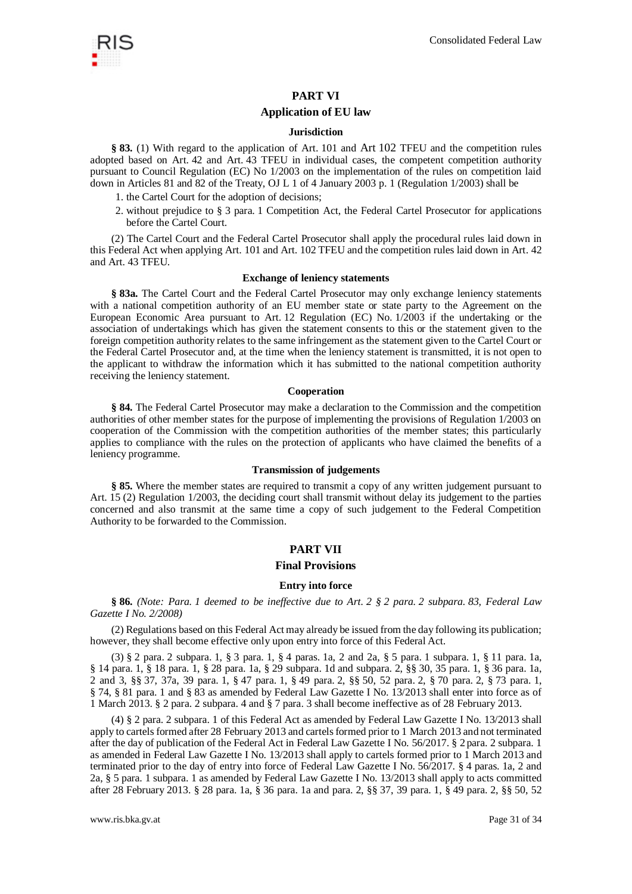## PART VI

## Application of EU law

### Jurisdiction

**§ 83.** (1) With regard to the application of Art. 101 and Art 102 TFEU and the competition rules adopted based on Art. 42 and Art. 43 TFEU in individual cases, the competent competition authority pursuant to Council Regulation (EC) No 1/2003 on the implementation of the rules on competition laid down in Articles 81 and 82 of the Treaty, OJ L 1 of 4 January 2003 p. 1 (Regulation 1/2003) shall be

1. the Cartel Court for the adoption of decisions;
2. without prejudice to § 3 para. 1 Competition Act, the Federal Cartel Prosecutor for applications before the Cartel Court.

(2) The Cartel Court and the Federal Cartel Prosecutor shall apply the procedural rules laid down in this Federal Act when applying Art. 101 and Art. 102 TFEU and the competition rules laid down in Art. 42 and Art. 43 TFEU.

### Exchange of leniency statements

**§ 83a.** The Cartel Court and the Federal Cartel Prosecutor may only exchange leniency statements with a national competition authority of an EU member state or state party to the Agreement on the European Economic Area pursuant to Art. 12 Regulation (EC) No. 1/2003 if the undertaking or the association of undertakings which has given the statement consents to this or the statement given to the foreign competition authority relates to the same infringement as the statement given to the Cartel Court or the Federal Cartel Prosecutor and, at the time when the leniency statement is transmitted, it is not open to the applicant to withdraw the information which it has submitted to the national competition authority receiving the leniency statement.

### Cooperation

**§ 84.** The Federal Cartel Prosecutor may make a declaration to the Commission and the competition authorities of other member states for the purpose of implementing the provisions of Regulation 1/2003 on cooperation of the Commission with the competition authorities of the member states; this particularly applies to compliance with the rules on the protection of applicants who have claimed the benefits of a leniency programme.

### Transmission of judgements

**§ 85.** Where the member states are required to transmit a copy of any written judgement pursuant to Art. 15 (2) Regulation 1/2003, the deciding court shall transmit without delay its judgement to the parties concerned and also transmit at the same time a copy of such judgement to the Federal Competition Authority to be forwarded to the Commission.

## PART VII

## Final Provisions

### Entry into force

**§ 86.** *(Note: Para. 1 deemed to be ineffective due to Art. 2 § 2 para. 2 subpara. 83, Federal Law Gazette I No. 2/2008)*

(2) Regulations based on this Federal Act may already be issued from the day following its publication; however, they shall become effective only upon entry into force of this Federal Act.

(3) § 2 para. 2 subpara. 1, § 3 para. 1, § 4 paras. 1a, 2 and 2a, § 5 para. 1 subpara. 1, § 11 para. 1a, § 14 para. 1, § 18 para. 1, § 28 para. 1a, § 29 subpara. 1d and subpara. 2, §§ 30, 35 para. 1, § 36 para. 1a, 2 and 3, §§ 37, 37a, 39 para. 1, § 47 para. 1, § 49 para. 2, §§ 50, 52 para. 2, § 70 para. 2, § 73 para. 1, § 74, § 81 para. 1 and § 83 as amended by Federal Law Gazette I No. 13/2013 shall enter into force as of 1 March 2013. § 2 para. 2 subpara. 4 and § 7 para. 3 shall become ineffective as of 28 February 2013.

(4) § 2 para. 2 subpara. 1 of this Federal Act as amended by Federal Law Gazette I No. 13/2013 shall apply to cartels formed after 28 February 2013 and cartels formed prior to 1 March 2013 and not terminated after the day of publication of the Federal Act in Federal Law Gazette I No. 56/2017. § 2 para. 2 subpara. 1 as amended in Federal Law Gazette I No. 13/2013 shall apply to cartels formed prior to 1 March 2013 and terminated prior to the day of entry into force of Federal Law Gazette I No. 56/2017. § 4 paras. 1a, 2 and 2a, § 5 para. 1 subpara. 1 as amended by Federal Law Gazette I No. 13/2013 shall apply to acts committed after 28 February 2013. § 28 para. 1a, § 36 para. 1a and para. 2, §§ 37, 39 para. 1, § 49 para. 2, §§ 50, 52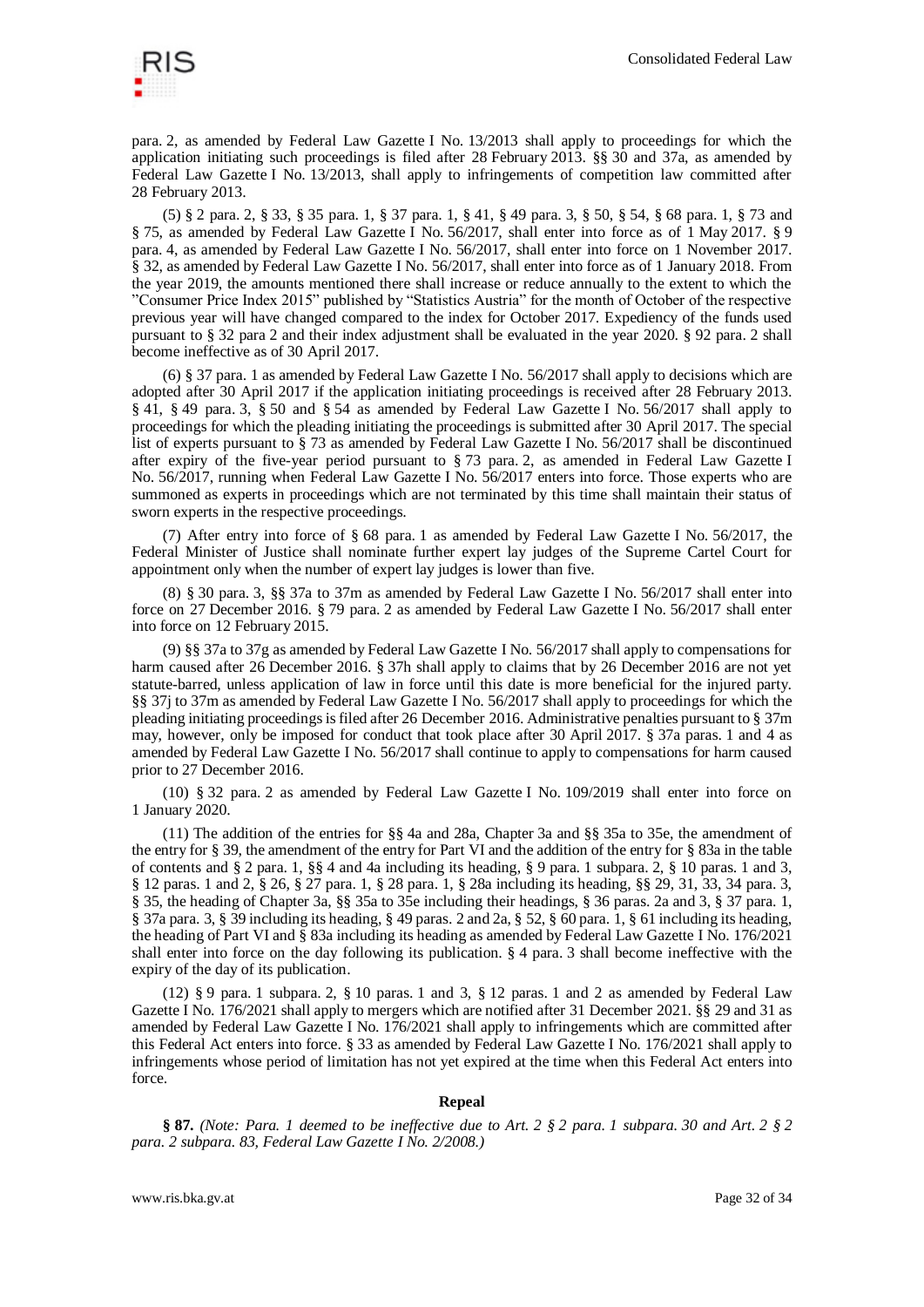para. 2, as amended by Federal Law Gazette I No. 13/2013 shall apply to proceedings for which the application initiating such proceedings is filed after 28 February 2013. §§ 30 and 37a, as amended by Federal Law Gazette I No. 13/2013, shall apply to infringements of competition law committed after 28 February 2013.

(5) § 2 para. 2, § 33, § 35 para. 1, § 37 para. 1, § 41, § 49 para. 3, § 50, § 54, § 68 para. 1, § 73 and § 75, as amended by Federal Law Gazette I No. 56/2017, shall enter into force as of 1 May 2017. § 9 para. 4, as amended by Federal Law Gazette I No. 56/2017, shall enter into force on 1 November 2017. § 32, as amended by Federal Law Gazette I No. 56/2017, shall enter into force as of 1 January 2018. From the year 2019, the amounts mentioned there shall increase or reduce annually to the extent to which the "Consumer Price Index 2015" published by "Statistics Austria" for the month of October of the respective previous year will have changed compared to the index for October 2017. Expediency of the funds used pursuant to § 32 para 2 and their index adjustment shall be evaluated in the year 2020. § 92 para. 2 shall become ineffective as of 30 April 2017.

(6) § 37 para. 1 as amended by Federal Law Gazette I No. 56/2017 shall apply to decisions which are adopted after 30 April 2017 if the application initiating proceedings is received after 28 February 2013. § 41, § 49 para. 3, § 50 and § 54 as amended by Federal Law Gazette I No. 56/2017 shall apply to proceedings for which the pleading initiating the proceedings is submitted after 30 April 2017. The special list of experts pursuant to § 73 as amended by Federal Law Gazette I No. 56/2017 shall be discontinued after expiry of the five-year period pursuant to § 73 para. 2, as amended in Federal Law Gazette I No. 56/2017, running when Federal Law Gazette I No. 56/2017 enters into force. Those experts who are summoned as experts in proceedings which are not terminated by this time shall maintain their status of sworn experts in the respective proceedings.

(7) After entry into force of § 68 para. 1 as amended by Federal Law Gazette I No. 56/2017, the Federal Minister of Justice shall nominate further expert lay judges of the Supreme Cartel Court for appointment only when the number of expert lay judges is lower than five.

(8) § 30 para. 3, §§ 37a to 37m as amended by Federal Law Gazette I No. 56/2017 shall enter into force on 27 December 2016. § 79 para. 2 as amended by Federal Law Gazette I No. 56/2017 shall enter into force on 12 February 2015.

(9) §§ 37a to 37g as amended by Federal Law Gazette I No. 56/2017 shall apply to compensations for harm caused after 26 December 2016. § 37h shall apply to claims that by 26 December 2016 are not yet statute-barred, unless application of law in force until this date is more beneficial for the injured party. §§ 37j to 37m as amended by Federal Law Gazette I No. 56/2017 shall apply to proceedings for which the pleading initiating proceedings is filed after 26 December 2016. Administrative penalties pursuant to § 37m may, however, only be imposed for conduct that took place after 30 April 2017. § 37a paras. 1 and 4 as amended by Federal Law Gazette I No. 56/2017 shall continue to apply to compensations for harm caused prior to 27 December 2016.

(10) § 32 para. 2 as amended by Federal Law Gazette I No. 109/2019 shall enter into force on 1 January 2020.

(11) The addition of the entries for §§ 4a and 28a, Chapter 3a and §§ 35a to 35e, the amendment of the entry for § 39, the amendment of the entry for Part VI and the addition of the entry for § 83a in the table of contents and § 2 para. 1, §§ 4 and 4a including its heading, § 9 para. 1 subpara. 2, § 10 paras. 1 and 3, § 12 paras. 1 and 2, § 26, § 27 para. 1, § 28 para. 1, § 28a including its heading, §§ 29, 31, 33, 34 para. 3, § 35, the heading of Chapter 3a, §§ 35a to 35e including their headings, § 36 paras. 2a and 3, § 37 para. 1, § 37a para. 3, § 39 including its heading, § 49 paras. 2 and 2a, § 52, § 60 para. 1, § 61 including its heading, the heading of Part VI and § 83a including its heading as amended by Federal Law Gazette I No. 176/2021 shall enter into force on the day following its publication. § 4 para. 3 shall become ineffective with the expiry of the day of its publication.

(12) § 9 para. 1 subpara. 2, § 10 paras. 1 and 3, § 12 paras. 1 and 2 as amended by Federal Law Gazette I No. 176/2021 shall apply to mergers which are notified after 31 December 2021. §§ 29 and 31 as amended by Federal Law Gazette I No. 176/2021 shall apply to infringements which are committed after this Federal Act enters into force. § 33 as amended by Federal Law Gazette I No. 176/2021 shall apply to infringements whose period of limitation has not yet expired at the time when this Federal Act enters into force.

**Repeal**

**§ 87.** *(Note: Para. 1 deemed to be ineffective due to Art. 2 § 2 para. 1 subpara. 30 and Art. 2 § 2 para. 2 subpara. 83, Federal Law Gazette I No. 2/2008.)*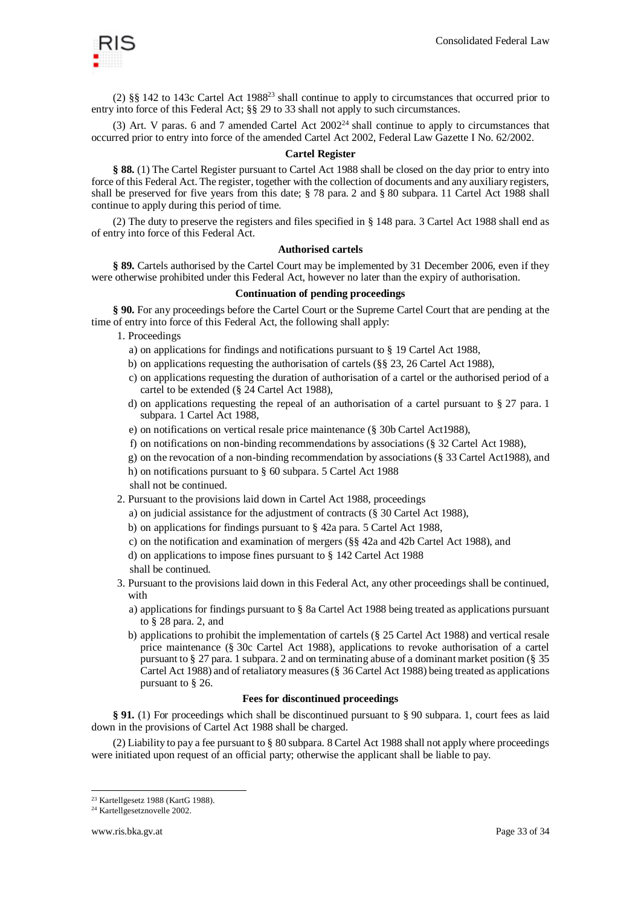(2) §§ 142 to 143c Cartel Act 1988[23] shall continue to apply to circumstances that occurred prior to entry into force of this Federal Act; §§ 29 to 33 shall not apply to such circumstances.

(3) Art. V paras. 6 and 7 amended Cartel Act 2002[24] shall continue to apply to circumstances that occurred prior to entry into force of the amended Cartel Act 2002, Federal Law Gazette I No. 62/2002.

### Cartel Register

**§ 88.** (1) The Cartel Register pursuant to Cartel Act 1988 shall be closed on the day prior to entry into force of this Federal Act. The register, together with the collection of documents and any auxiliary registers, shall be preserved for five years from this date; § 78 para. 2 and § 80 subpara. 11 Cartel Act 1988 shall continue to apply during this period of time.

(2) The duty to preserve the registers and files specified in § 148 para. 3 Cartel Act 1988 shall end as of entry into force of this Federal Act.

### Authorised cartels

**§ 89.** Cartels authorised by the Cartel Court may be implemented by 31 December 2006, even if they were otherwise prohibited under this Federal Act, however no later than the expiry of authorisation.

### Continuation of pending proceedings

**§ 90.** For any proceedings before the Cartel Court or the Supreme Cartel Court that are pending at the time of entry into force of this Federal Act, the following shall apply:

1. Proceedings
   a) on applications for findings and notifications pursuant to § 19 Cartel Act 1988,
   b) on applications requesting the authorisation of cartels (§§ 23, 26 Cartel Act 1988),
   c) on applications requesting the duration of authorisation of a cartel or the authorised period of a cartel to be extended (§ 24 Cartel Act 1988),
   d) on applications requesting the repeal of an authorisation of a cartel pursuant to § 27 para. 1 subpara. 1 Cartel Act 1988,
   e) on notifications on vertical resale price maintenance (§ 30b Cartel Act1988),
   f) on notifications on non-binding recommendations by associations (§ 32 Cartel Act 1988),
   g) on the revocation of a non-binding recommendation by associations (§ 33 Cartel Act1988), and
   h) on notifications pursuant to § 60 subpara. 5 Cartel Act 1988

   shall not be continued.
2. Pursuant to the provisions laid down in Cartel Act 1988, proceedings
   a) on judicial assistance for the adjustment of contracts (§ 30 Cartel Act 1988),
   b) on applications for findings pursuant to § 42a para. 5 Cartel Act 1988,
   c) on the notification and examination of mergers (§§ 42a and 42b Cartel Act 1988), and
   d) on applications to impose fines pursuant to § 142 Cartel Act 1988

   shall be continued.
3. Pursuant to the provisions laid down in this Federal Act, any other proceedings shall be continued, with
   a) applications for findings pursuant to § 8a Cartel Act 1988 being treated as applications pursuant to § 28 para. 2, and
   b) applications to prohibit the implementation of cartels (§ 25 Cartel Act 1988) and vertical resale price maintenance (§ 30c Cartel Act 1988), applications to revoke authorisation of a cartel pursuant to § 27 para. 1 subpara. 2 and on terminating abuse of a dominant market position (§ 35 Cartel Act 1988) and of retaliatory measures (§ 36 Cartel Act 1988) being treated as applications pursuant to § 26.

### Fees for discontinued proceedings

**§ 91.** (1) For proceedings which shall be discontinued pursuant to § 90 subpara. 1, court fees as laid down in the provisions of Cartel Act 1988 shall be charged.

(2) Liability to pay a fee pursuant to § 80 subpara. 8 Cartel Act 1988 shall not apply where proceedings were initiated upon request of an official party; otherwise the applicant shall be liable to pay.

---

[23] Kartellgesetz 1988 (KartG 1988).

[24] Kartellgesetznovelle 2002.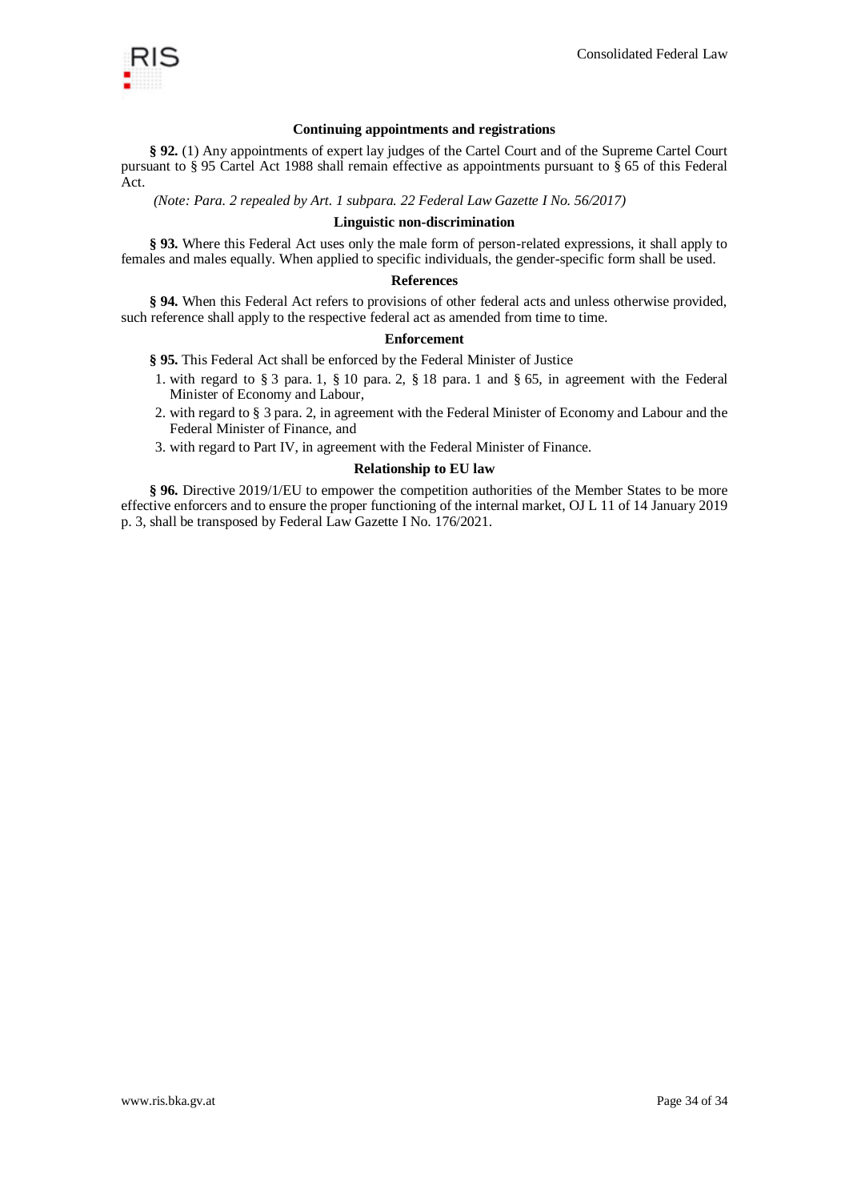#### Continuing appointments and registrations

**§ 92.** (1) Any appointments of expert lay judges of the Cartel Court and of the Supreme Cartel Court pursuant to § 95 Cartel Act 1988 shall remain effective as appointments pursuant to § 65 of this Federal Act.

*(Note: Para. 2 repealed by Art. 1 subpara. 22 Federal Law Gazette I No. 56/2017)*

#### Linguistic non-discrimination

**§ 93.** Where this Federal Act uses only the male form of person-related expressions, it shall apply to females and males equally. When applied to specific individuals, the gender-specific form shall be used.

#### References

**§ 94.** When this Federal Act refers to provisions of other federal acts and unless otherwise provided, such reference shall apply to the respective federal act as amended from time to time.

#### Enforcement

**§ 95.** This Federal Act shall be enforced by the Federal Minister of Justice

1. with regard to § 3 para. 1, § 10 para. 2, § 18 para. 1 and § 65, in agreement with the Federal Minister of Economy and Labour,
2. with regard to § 3 para. 2, in agreement with the Federal Minister of Economy and Labour and the Federal Minister of Finance, and
3. with regard to Part IV, in agreement with the Federal Minister of Finance.

#### Relationship to EU law

**§ 96.** Directive 2019/1/EU to empower the competition authorities of the Member States to be more effective enforcers and to ensure the proper functioning of the internal market, OJ L 11 of 14 January 2019 p. 3, shall be transposed by Federal Law Gazette I No. 176/2021.